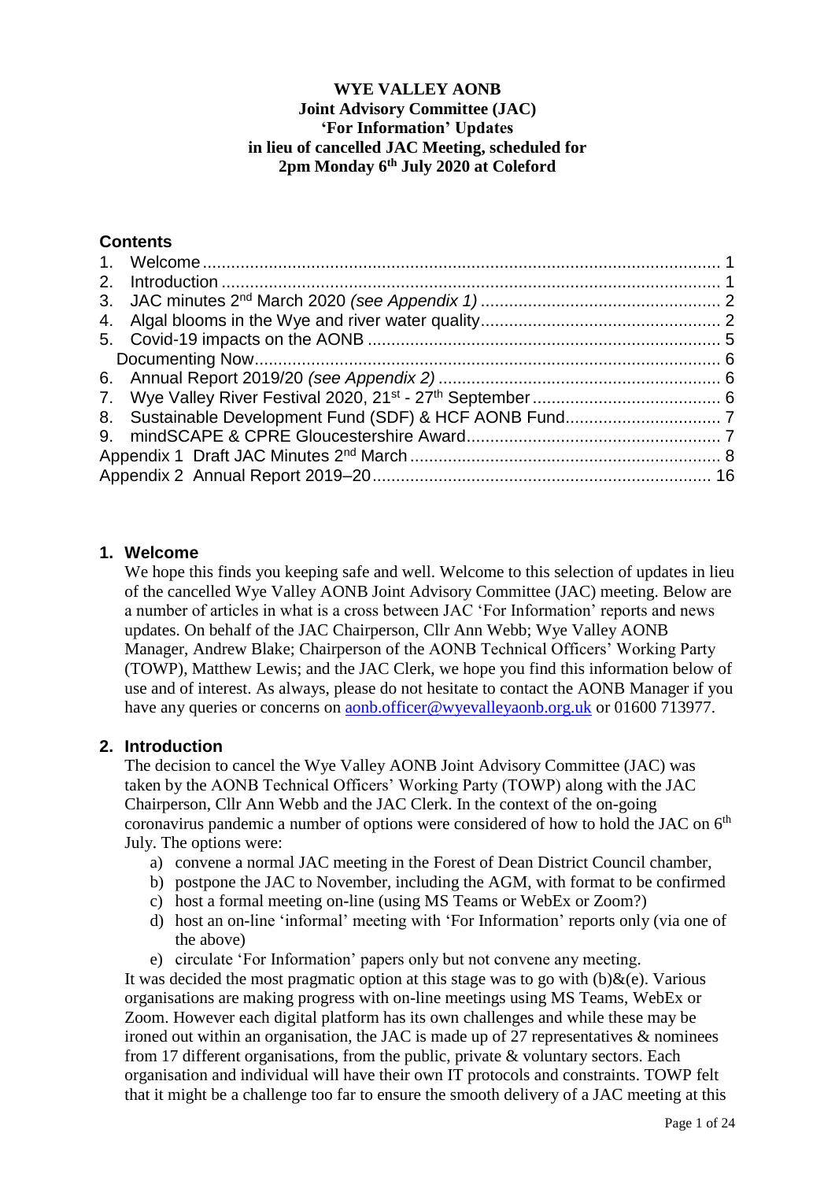**WYE VALLEY AONB**
**Joint Advisory Committee (JAC)**
**'For Information' Updates**
**in lieu of cancelled JAC Meeting, scheduled for**
**2pm Monday 6th July 2020 at Coleford**

## Contents

1. Welcome .......... 1
2. Introduction .......... 1
3. JAC minutes 2nd March 2020 *(see Appendix 1)* .......... 2
4. Algal blooms in the Wye and river water quality .......... 2
5. Covid-19 impacts on the AONB .......... 5
   Documenting Now .......... 6
6. Annual Report 2019/20 *(see Appendix 2)* .......... 6
7. Wye Valley River Festival 2020, 21st - 27th September .......... 6
8. Sustainable Development Fund (SDF) & HCF AONB Fund .......... 7
9. mindSCAPE & CPRE Gloucestershire Award .......... 7

Appendix 1 Draft JAC Minutes 2nd March .......... 8
Appendix 2 Annual Report 2019–20 .......... 16

## 1. Welcome

We hope this finds you keeping safe and well. Welcome to this selection of updates in lieu of the cancelled Wye Valley AONB Joint Advisory Committee (JAC) meeting. Below are a number of articles in what is a cross between JAC 'For Information' reports and news updates. On behalf of the JAC Chairperson, Cllr Ann Webb; Wye Valley AONB Manager, Andrew Blake; Chairperson of the AONB Technical Officers' Working Party (TOWP), Matthew Lewis; and the JAC Clerk, we hope you find this information below of use and of interest. As always, please do not hesitate to contact the AONB Manager if you have any queries or concerns on aonb.officer@wyevalleyaonb.org.uk or 01600 713977.

## 2. Introduction

The decision to cancel the Wye Valley AONB Joint Advisory Committee (JAC) was taken by the AONB Technical Officers' Working Party (TOWP) along with the JAC Chairperson, Cllr Ann Webb and the JAC Clerk. In the context of the on-going coronavirus pandemic a number of options were considered of how to hold the JAC on 6th July. The options were:

a) convene a normal JAC meeting in the Forest of Dean District Council chamber,
b) postpone the JAC to November, including the AGM, with format to be confirmed
c) host a formal meeting on-line (using MS Teams or WebEx or Zoom?)
d) host an on-line 'informal' meeting with 'For Information' reports only (via one of the above)
e) circulate 'For Information' papers only but not convene any meeting.

It was decided the most pragmatic option at this stage was to go with (b)&(e). Various organisations are making progress with on-line meetings using MS Teams, WebEx or Zoom. However each digital platform has its own challenges and while these may be ironed out within an organisation, the JAC is made up of 27 representatives & nominees from 17 different organisations, from the public, private & voluntary sectors. Each organisation and individual will have their own IT protocols and constraints. TOWP felt that it might be a challenge too far to ensure the smooth delivery of a JAC meeting at this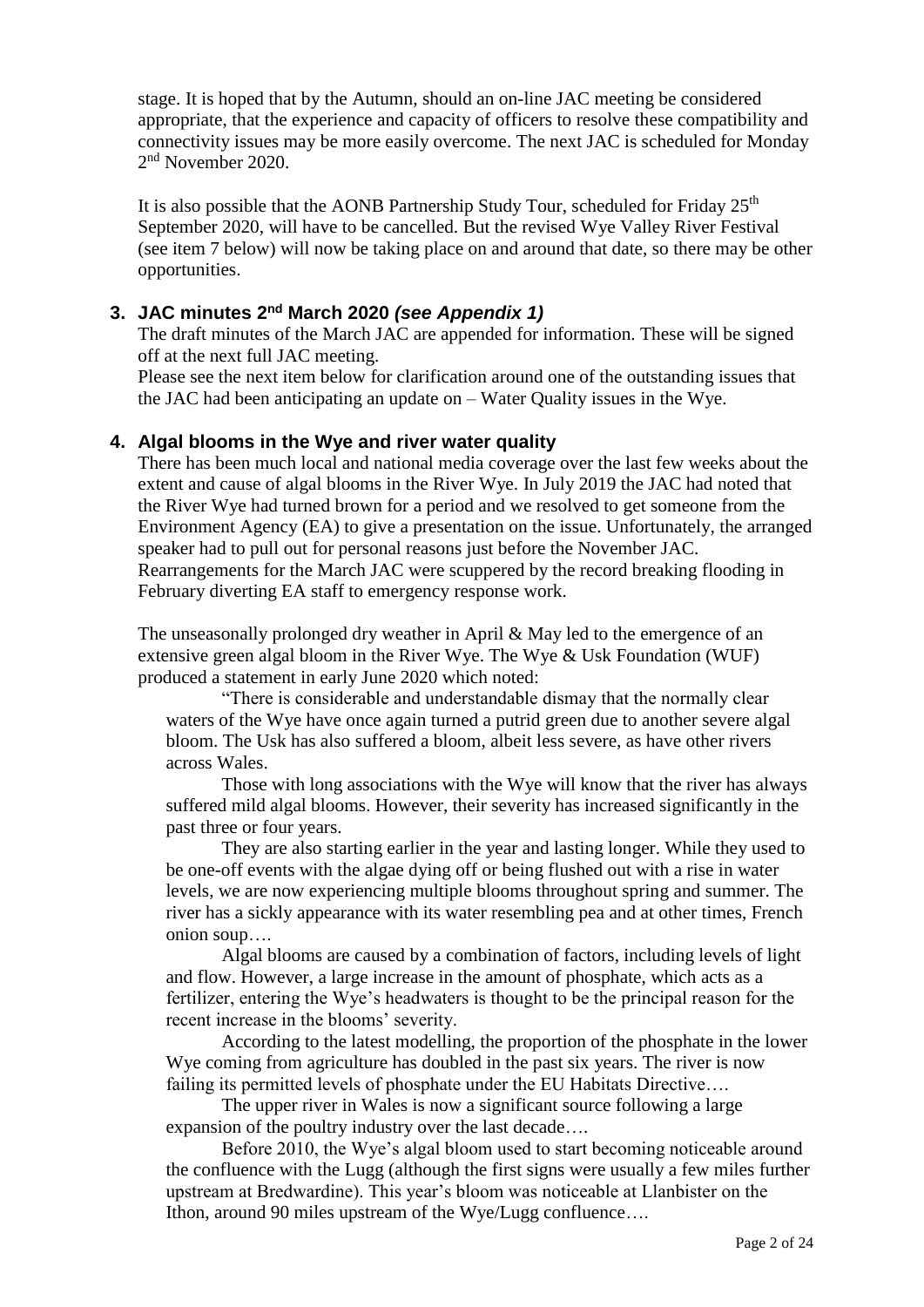stage. It is hoped that by the Autumn, should an on-line JAC meeting be considered appropriate, that the experience and capacity of officers to resolve these compatibility and connectivity issues may be more easily overcome. The next JAC is scheduled for Monday 2nd November 2020.

It is also possible that the AONB Partnership Study Tour, scheduled for Friday 25th September 2020, will have to be cancelled. But the revised Wye Valley River Festival (see item 7 below) will now be taking place on and around that date, so there may be other opportunities.

### 3. JAC minutes 2nd March 2020 *(see Appendix 1)*

The draft minutes of the March JAC are appended for information. These will be signed off at the next full JAC meeting.

Please see the next item below for clarification around one of the outstanding issues that the JAC had been anticipating an update on – Water Quality issues in the Wye.

### 4. Algal blooms in the Wye and river water quality

There has been much local and national media coverage over the last few weeks about the extent and cause of algal blooms in the River Wye. In July 2019 the JAC had noted that the River Wye had turned brown for a period and we resolved to get someone from the Environment Agency (EA) to give a presentation on the issue. Unfortunately, the arranged speaker had to pull out for personal reasons just before the November JAC. Rearrangements for the March JAC were scuppered by the record breaking flooding in February diverting EA staff to emergency response work.

The unseasonally prolonged dry weather in April & May led to the emergence of an extensive green algal bloom in the River Wye. The Wye & Usk Foundation (WUF) produced a statement in early June 2020 which noted:

> "There is considerable and understandable dismay that the normally clear waters of the Wye have once again turned a putrid green due to another severe algal bloom. The Usk has also suffered a bloom, albeit less severe, as have other rivers across Wales.
>
> Those with long associations with the Wye will know that the river has always suffered mild algal blooms. However, their severity has increased significantly in the past three or four years.
>
> They are also starting earlier in the year and lasting longer. While they used to be one-off events with the algae dying off or being flushed out with a rise in water levels, we are now experiencing multiple blooms throughout spring and summer. The river has a sickly appearance with its water resembling pea and at other times, French onion soup….
>
> Algal blooms are caused by a combination of factors, including levels of light and flow. However, a large increase in the amount of phosphate, which acts as a fertilizer, entering the Wye's headwaters is thought to be the principal reason for the recent increase in the blooms' severity.
>
> According to the latest modelling, the proportion of the phosphate in the lower Wye coming from agriculture has doubled in the past six years. The river is now failing its permitted levels of phosphate under the EU Habitats Directive….
>
> The upper river in Wales is now a significant source following a large expansion of the poultry industry over the last decade….
>
> Before 2010, the Wye's algal bloom used to start becoming noticeable around the confluence with the Lugg (although the first signs were usually a few miles further upstream at Bredwardine). This year's bloom was noticeable at Llanbister on the Ithon, around 90 miles upstream of the Wye/Lugg confluence….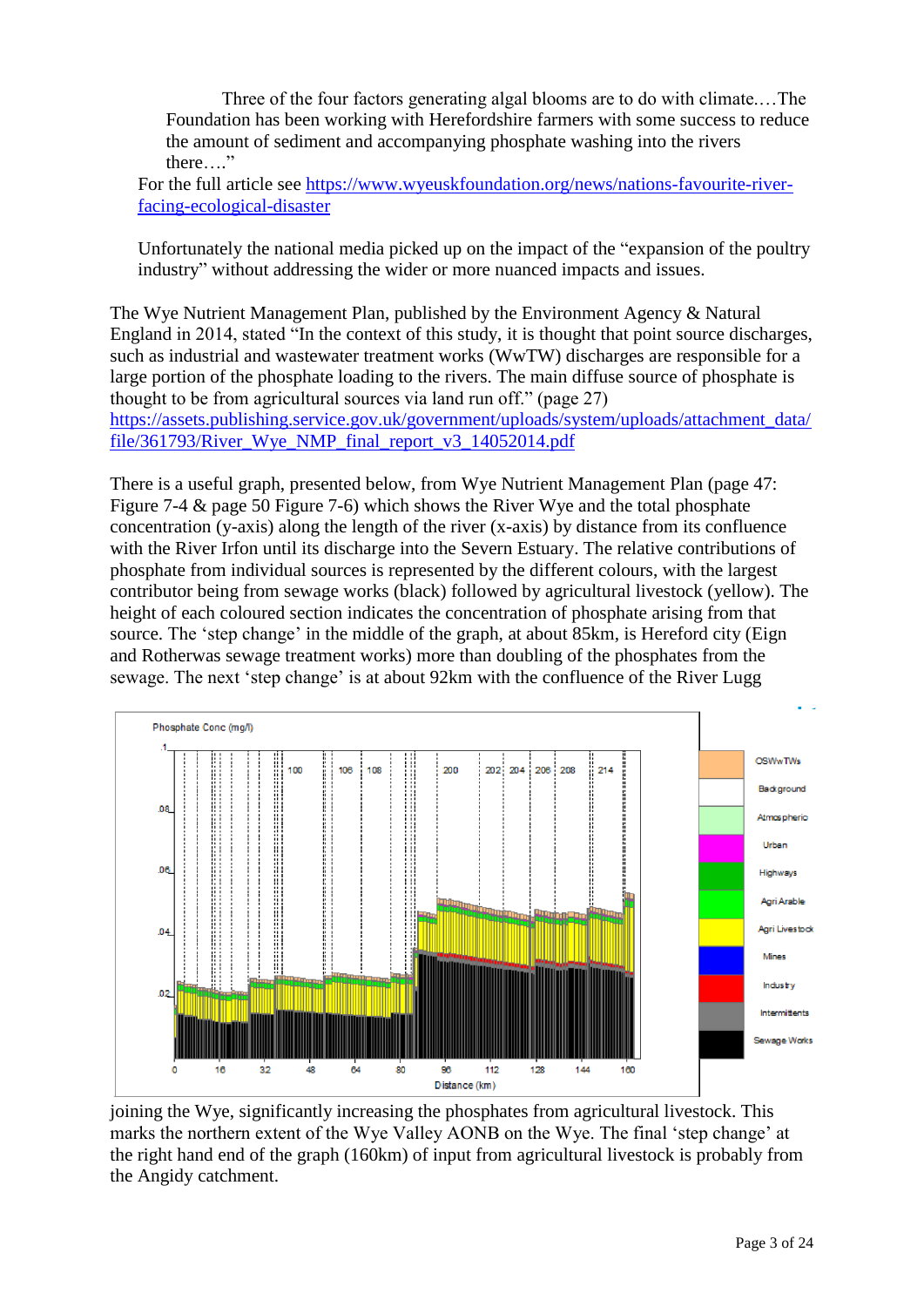> Three of the four factors generating algal blooms are to do with climate.…The Foundation has been working with Herefordshire farmers with some success to reduce the amount of sediment and accompanying phosphate washing into the rivers there….”

For the full article see https://www.wyeuskfoundation.org/news/nations-favourite-river-facing-ecological-disaster

Unfortunately the national media picked up on the impact of the “expansion of the poultry industry” without addressing the wider or more nuanced impacts and issues.

The Wye Nutrient Management Plan, published by the Environment Agency & Natural England in 2014, stated “In the context of this study, it is thought that point source discharges, such as industrial and wastewater treatment works (WwTW) discharges are responsible for a large portion of the phosphate loading to the rivers. The main diffuse source of phosphate is thought to be from agricultural sources via land run off.” (page 27) https://assets.publishing.service.gov.uk/government/uploads/system/uploads/attachment_data/file/361793/River_Wye_NMP_final_report_v3_14052014.pdf

There is a useful graph, presented below, from Wye Nutrient Management Plan (page 47: Figure 7-4 & page 50 Figure 7-6) which shows the River Wye and the total phosphate concentration (y-axis) along the length of the river (x-axis) by distance from its confluence with the River Irfon until its discharge into the Severn Estuary. The relative contributions of phosphate from individual sources is represented by the different colours, with the largest contributor being from sewage works (black) followed by agricultural livestock (yellow). The height of each coloured section indicates the concentration of phosphate arising from that source. The ‘step change’ in the middle of the graph, at about 85km, is Hereford city (Eign and Rotherwas sewage treatment works) more than doubling of the phosphates from the sewage. The next ‘step change’ is at about 92km with the confluence of the River Lugg joining the Wye, significantly increasing the phosphates from agricultural livestock. This marks the northern extent of the Wye Valley AONB on the Wye. The final ‘step change’ at the right hand end of the graph (160km) of input from agricultural livestock is probably from the Angidy catchment.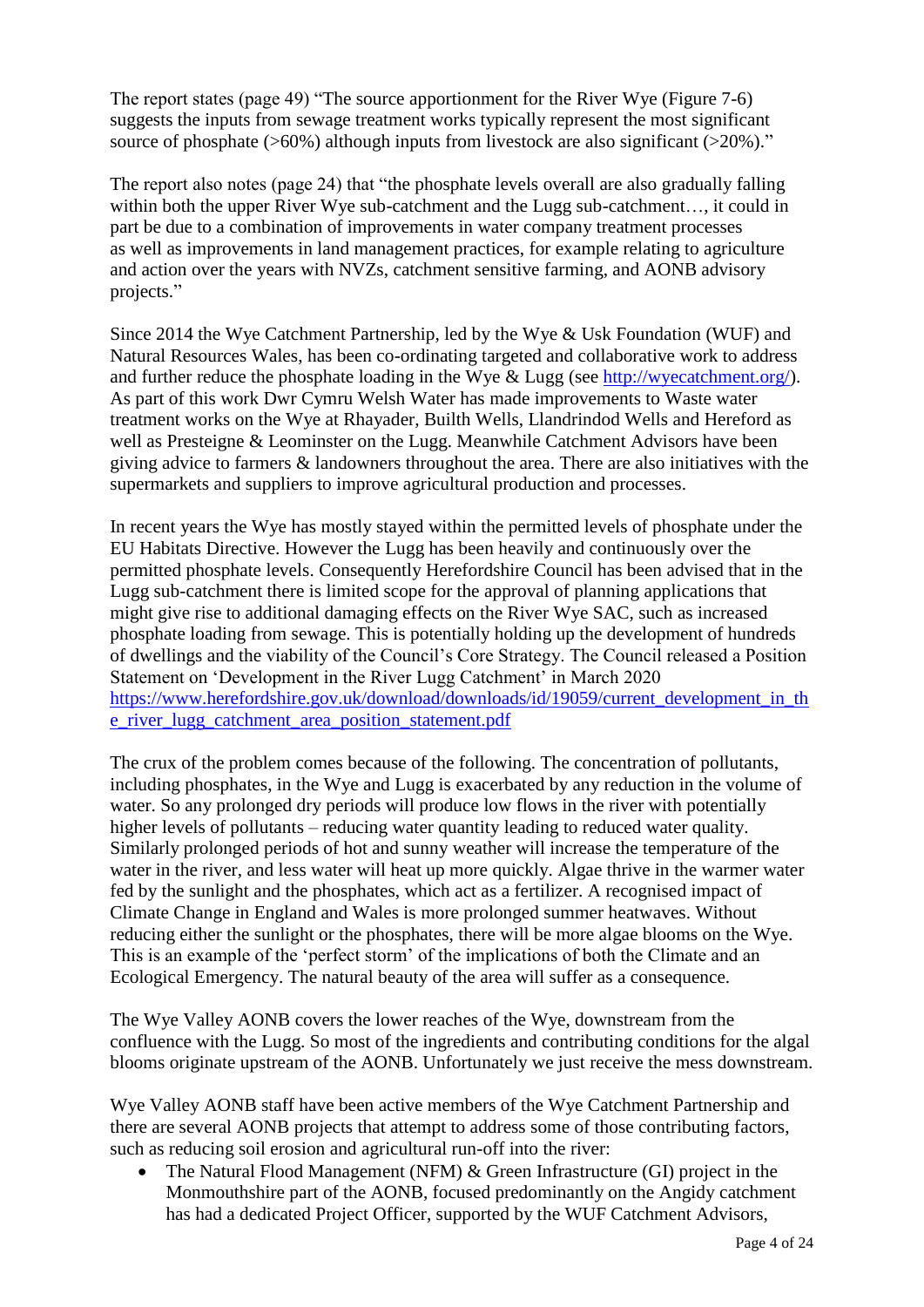The report states (page 49) "The source apportionment for the River Wye (Figure 7-6) suggests the inputs from sewage treatment works typically represent the most significant source of phosphate (>60%) although inputs from livestock are also significant (>20%)."

The report also notes (page 24) that "the phosphate levels overall are also gradually falling within both the upper River Wye sub-catchment and the Lugg sub-catchment…, it could in part be due to a combination of improvements in water company treatment processes as well as improvements in land management practices, for example relating to agriculture and action over the years with NVZs, catchment sensitive farming, and AONB advisory projects."

Since 2014 the Wye Catchment Partnership, led by the Wye & Usk Foundation (WUF) and Natural Resources Wales, has been co-ordinating targeted and collaborative work to address and further reduce the phosphate loading in the Wye & Lugg (see http://wyecatchment.org/). As part of this work Dwr Cymru Welsh Water has made improvements to Waste water treatment works on the Wye at Rhayader, Builth Wells, Llandrindod Wells and Hereford as well as Presteigne & Leominster on the Lugg. Meanwhile Catchment Advisors have been giving advice to farmers & landowners throughout the area. There are also initiatives with the supermarkets and suppliers to improve agricultural production and processes.

In recent years the Wye has mostly stayed within the permitted levels of phosphate under the EU Habitats Directive. However the Lugg has been heavily and continuously over the permitted phosphate levels. Consequently Herefordshire Council has been advised that in the Lugg sub-catchment there is limited scope for the approval of planning applications that might give rise to additional damaging effects on the River Wye SAC, such as increased phosphate loading from sewage. This is potentially holding up the development of hundreds of dwellings and the viability of the Council's Core Strategy. The Council released a Position Statement on 'Development in the River Lugg Catchment' in March 2020 https://www.herefordshire.gov.uk/download/downloads/id/19059/current_development_in_the_river_lugg_catchment_area_position_statement.pdf

The crux of the problem comes because of the following. The concentration of pollutants, including phosphates, in the Wye and Lugg is exacerbated by any reduction in the volume of water. So any prolonged dry periods will produce low flows in the river with potentially higher levels of pollutants – reducing water quantity leading to reduced water quality. Similarly prolonged periods of hot and sunny weather will increase the temperature of the water in the river, and less water will heat up more quickly. Algae thrive in the warmer water fed by the sunlight and the phosphates, which act as a fertilizer. A recognised impact of Climate Change in England and Wales is more prolonged summer heatwaves. Without reducing either the sunlight or the phosphates, there will be more algae blooms on the Wye. This is an example of the 'perfect storm' of the implications of both the Climate and an Ecological Emergency. The natural beauty of the area will suffer as a consequence.

The Wye Valley AONB covers the lower reaches of the Wye, downstream from the confluence with the Lugg. So most of the ingredients and contributing conditions for the algal blooms originate upstream of the AONB. Unfortunately we just receive the mess downstream.

Wye Valley AONB staff have been active members of the Wye Catchment Partnership and there are several AONB projects that attempt to address some of those contributing factors, such as reducing soil erosion and agricultural run-off into the river:

- The Natural Flood Management (NFM) & Green Infrastructure (GI) project in the Monmouthshire part of the AONB, focused predominantly on the Angidy catchment has had a dedicated Project Officer, supported by the WUF Catchment Advisors,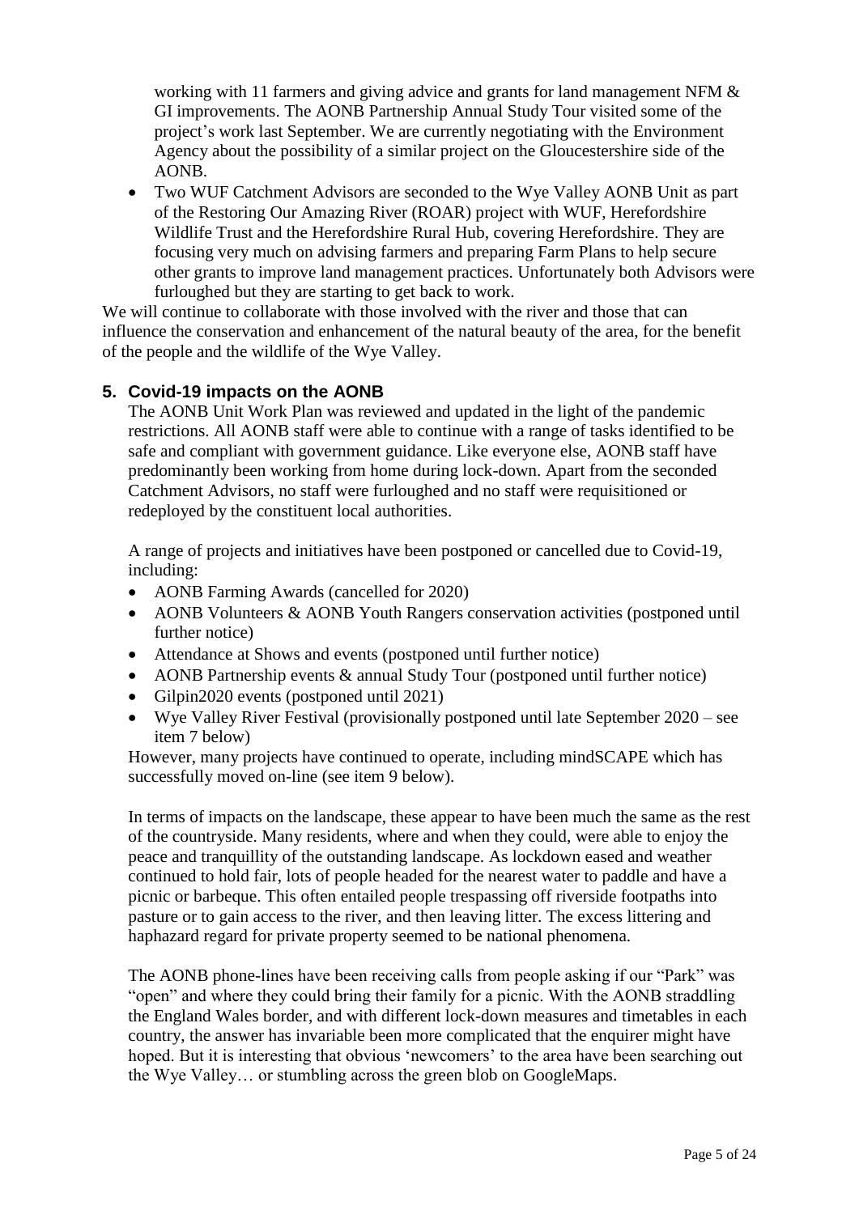working with 11 farmers and giving advice and grants for land management NFM & GI improvements. The AONB Partnership Annual Study Tour visited some of the project's work last September. We are currently negotiating with the Environment Agency about the possibility of a similar project on the Gloucestershire side of the AONB.

- Two WUF Catchment Advisors are seconded to the Wye Valley AONB Unit as part of the Restoring Our Amazing River (ROAR) project with WUF, Herefordshire Wildlife Trust and the Herefordshire Rural Hub, covering Herefordshire. They are focusing very much on advising farmers and preparing Farm Plans to help secure other grants to improve land management practices. Unfortunately both Advisors were furloughed but they are starting to get back to work.

We will continue to collaborate with those involved with the river and those that can influence the conservation and enhancement of the natural beauty of the area, for the benefit of the people and the wildlife of the Wye Valley.

## 5. Covid-19 impacts on the AONB

The AONB Unit Work Plan was reviewed and updated in the light of the pandemic restrictions. All AONB staff were able to continue with a range of tasks identified to be safe and compliant with government guidance. Like everyone else, AONB staff have predominantly been working from home during lock-down. Apart from the seconded Catchment Advisors, no staff were furloughed and no staff were requisitioned or redeployed by the constituent local authorities.

A range of projects and initiatives have been postponed or cancelled due to Covid-19, including:

- AONB Farming Awards (cancelled for 2020)
- AONB Volunteers & AONB Youth Rangers conservation activities (postponed until further notice)
- Attendance at Shows and events (postponed until further notice)
- AONB Partnership events & annual Study Tour (postponed until further notice)
- Gilpin2020 events (postponed until 2021)
- Wye Valley River Festival (provisionally postponed until late September 2020 – see item 7 below)

However, many projects have continued to operate, including mindSCAPE which has successfully moved on-line (see item 9 below).

In terms of impacts on the landscape, these appear to have been much the same as the rest of the countryside. Many residents, where and when they could, were able to enjoy the peace and tranquillity of the outstanding landscape. As lockdown eased and weather continued to hold fair, lots of people headed for the nearest water to paddle and have a picnic or barbeque. This often entailed people trespassing off riverside footpaths into pasture or to gain access to the river, and then leaving litter. The excess littering and haphazard regard for private property seemed to be national phenomena.

The AONB phone-lines have been receiving calls from people asking if our "Park" was "open" and where they could bring their family for a picnic. With the AONB straddling the England Wales border, and with different lock-down measures and timetables in each country, the answer has invariable been more complicated that the enquirer might have hoped. But it is interesting that obvious 'newcomers' to the area have been searching out the Wye Valley… or stumbling across the green blob on GoogleMaps.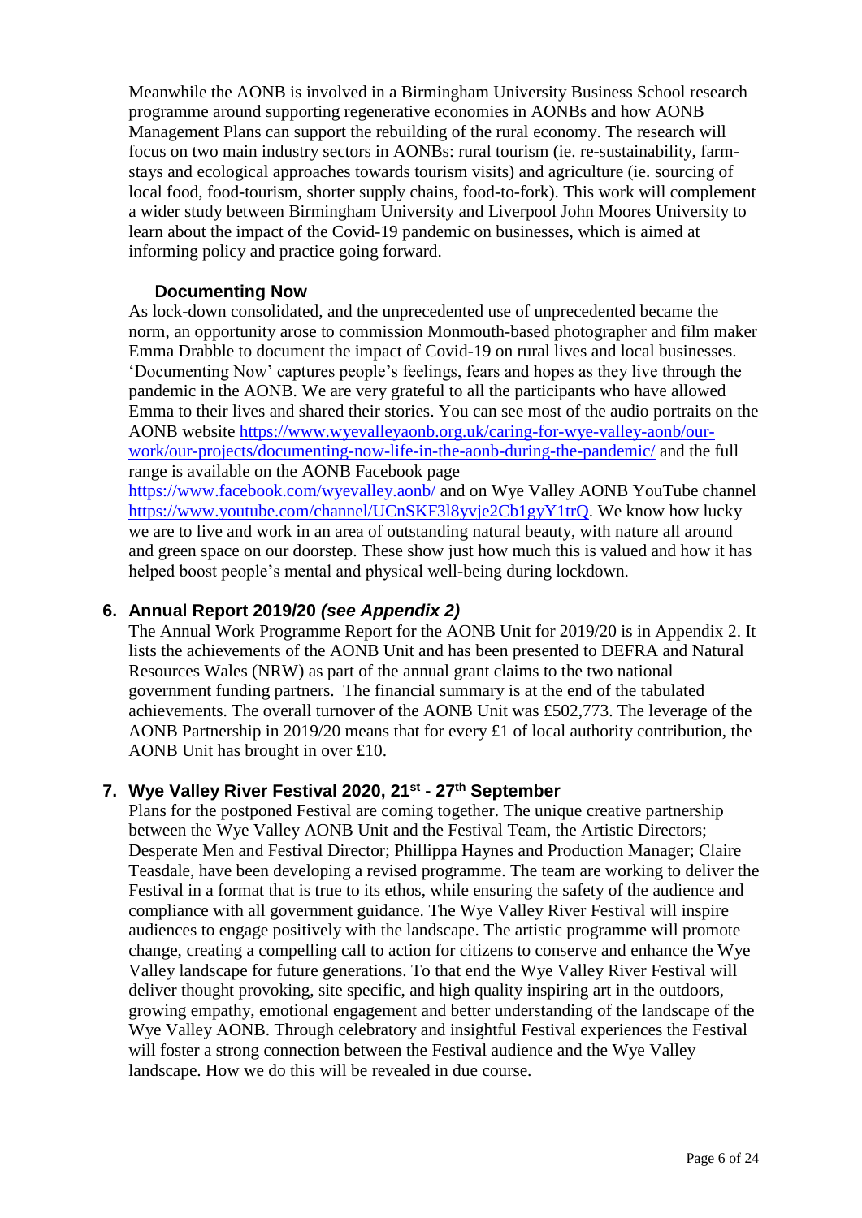Meanwhile the AONB is involved in a Birmingham University Business School research programme around supporting regenerative economies in AONBs and how AONB Management Plans can support the rebuilding of the rural economy. The research will focus on two main industry sectors in AONBs: rural tourism (ie. re-sustainability, farm-stays and ecological approaches towards tourism visits) and agriculture (ie. sourcing of local food, food-tourism, shorter supply chains, food-to-fork). This work will complement a wider study between Birmingham University and Liverpool John Moores University to learn about the impact of the Covid-19 pandemic on businesses, which is aimed at informing policy and practice going forward.

### Documenting Now

As lock-down consolidated, and the unprecedented use of unprecedented became the norm, an opportunity arose to commission Monmouth-based photographer and film maker Emma Drabble to document the impact of Covid-19 on rural lives and local businesses. 'Documenting Now' captures people's feelings, fears and hopes as they live through the pandemic in the AONB. We are very grateful to all the participants who have allowed Emma to their lives and shared their stories. You can see most of the audio portraits on the AONB website https://www.wyevalleyaonb.org.uk/caring-for-wye-valley-aonb/our-work/our-projects/documenting-now-life-in-the-aonb-during-the-pandemic/ and the full range is available on the AONB Facebook page https://www.facebook.com/wyevalley.aonb/ and on Wye Valley AONB YouTube channel https://www.youtube.com/channel/UCnSKF3l8yvje2Cb1gyY1trQ. We know how lucky we are to live and work in an area of outstanding natural beauty, with nature all around and green space on our doorstep. These show just how much this is valued and how it has helped boost people's mental and physical well-being during lockdown.

## 6. Annual Report 2019/20 *(see Appendix 2)*

The Annual Work Programme Report for the AONB Unit for 2019/20 is in Appendix 2. It lists the achievements of the AONB Unit and has been presented to DEFRA and Natural Resources Wales (NRW) as part of the annual grant claims to the two national government funding partners. The financial summary is at the end of the tabulated achievements. The overall turnover of the AONB Unit was £502,773. The leverage of the AONB Partnership in 2019/20 means that for every £1 of local authority contribution, the AONB Unit has brought in over £10.

## 7. Wye Valley River Festival 2020, 21st - 27th September

Plans for the postponed Festival are coming together. The unique creative partnership between the Wye Valley AONB Unit and the Festival Team, the Artistic Directors; Desperate Men and Festival Director; Phillippa Haynes and Production Manager; Claire Teasdale, have been developing a revised programme. The team are working to deliver the Festival in a format that is true to its ethos, while ensuring the safety of the audience and compliance with all government guidance. The Wye Valley River Festival will inspire audiences to engage positively with the landscape. The artistic programme will promote change, creating a compelling call to action for citizens to conserve and enhance the Wye Valley landscape for future generations. To that end the Wye Valley River Festival will deliver thought provoking, site specific, and high quality inspiring art in the outdoors, growing empathy, emotional engagement and better understanding of the landscape of the Wye Valley AONB. Through celebratory and insightful Festival experiences the Festival will foster a strong connection between the Festival audience and the Wye Valley landscape. How we do this will be revealed in due course.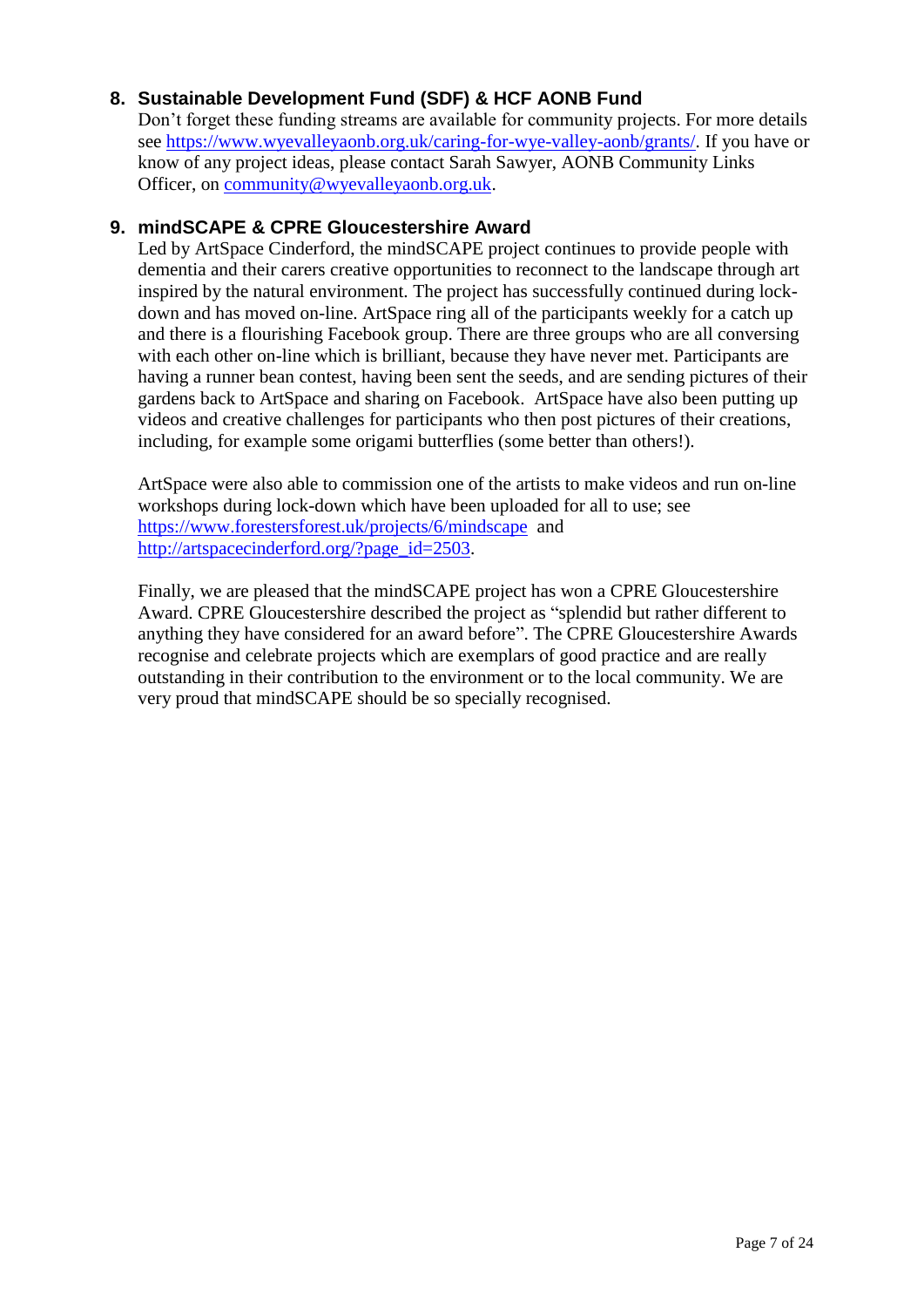## 8. Sustainable Development Fund (SDF) & HCF AONB Fund

Don't forget these funding streams are available for community projects. For more details see [https://www.wyevalleyaonb.org.uk/caring-for-wye-valley-aonb/grants/](https://www.wyevalleyaonb.org.uk/caring-for-wye-valley-aonb/grants/). If you have or know of any project ideas, please contact Sarah Sawyer, AONB Community Links Officer, on [community@wyevalleyaonb.org.uk](mailto:community@wyevalleyaonb.org.uk).

## 9. mindSCAPE & CPRE Gloucestershire Award

Led by ArtSpace Cinderford, the mindSCAPE project continues to provide people with dementia and their carers creative opportunities to reconnect to the landscape through art inspired by the natural environment. The project has successfully continued during lock-down and has moved on-line. ArtSpace ring all of the participants weekly for a catch up and there is a flourishing Facebook group. There are three groups who are all conversing with each other on-line which is brilliant, because they have never met. Participants are having a runner bean contest, having been sent the seeds, and are sending pictures of their gardens back to ArtSpace and sharing on Facebook. ArtSpace have also been putting up videos and creative challenges for participants who then post pictures of their creations, including, for example some origami butterflies (some better than others!).

ArtSpace were also able to commission one of the artists to make videos and run on-line workshops during lock-down which have been uploaded for all to use; see [https://www.forestersforest.uk/projects/6/mindscape](https://www.forestersforest.uk/projects/6/mindscape) and [http://artspacecinderford.org/?page_id=2503](http://artspacecinderford.org/?page_id=2503).

Finally, we are pleased that the mindSCAPE project has won a CPRE Gloucestershire Award. CPRE Gloucestershire described the project as "splendid but rather different to anything they have considered for an award before". The CPRE Gloucestershire Awards recognise and celebrate projects which are exemplars of good practice and are really outstanding in their contribution to the environment or to the local community. We are very proud that mindSCAPE should be so specially recognised.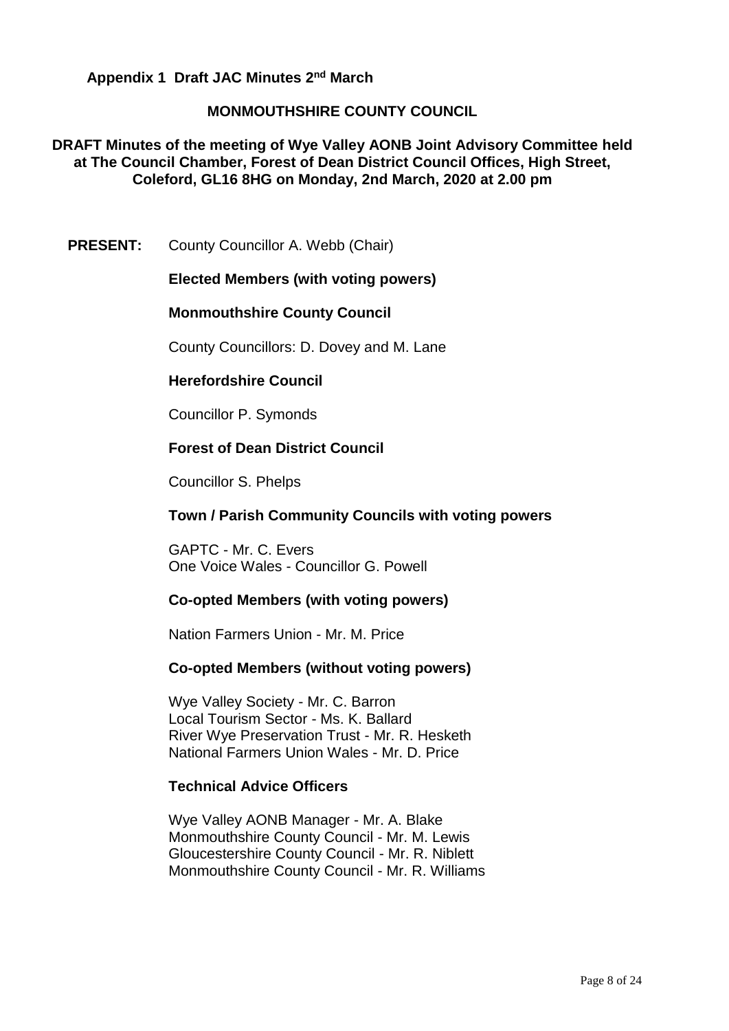**Appendix 1 Draft JAC Minutes 2nd March**

**MONMOUTHSHIRE COUNTY COUNCIL**

**DRAFT Minutes of the meeting of Wye Valley AONB Joint Advisory Committee held at The Council Chamber, Forest of Dean District Council Offices, High Street, Coleford, GL16 8HG on Monday, 2nd March, 2020 at 2.00 pm**

**PRESENT:** County Councillor A. Webb (Chair)

**Elected Members (with voting powers)**

**Monmouthshire County Council**

County Councillors: D. Dovey and M. Lane

**Herefordshire Council**

Councillor P. Symonds

**Forest of Dean District Council**

Councillor S. Phelps

**Town / Parish Community Councils with voting powers**

GAPTC - Mr. C. Evers
One Voice Wales - Councillor G. Powell

**Co-opted Members (with voting powers)**

Nation Farmers Union - Mr. M. Price

**Co-opted Members (without voting powers)**

Wye Valley Society - Mr. C. Barron
Local Tourism Sector - Ms. K. Ballard
River Wye Preservation Trust - Mr. R. Hesketh
National Farmers Union Wales - Mr. D. Price

**Technical Advice Officers**

Wye Valley AONB Manager - Mr. A. Blake
Monmouthshire County Council - Mr. M. Lewis
Gloucestershire County Council - Mr. R. Niblett
Monmouthshire County Council - Mr. R. Williams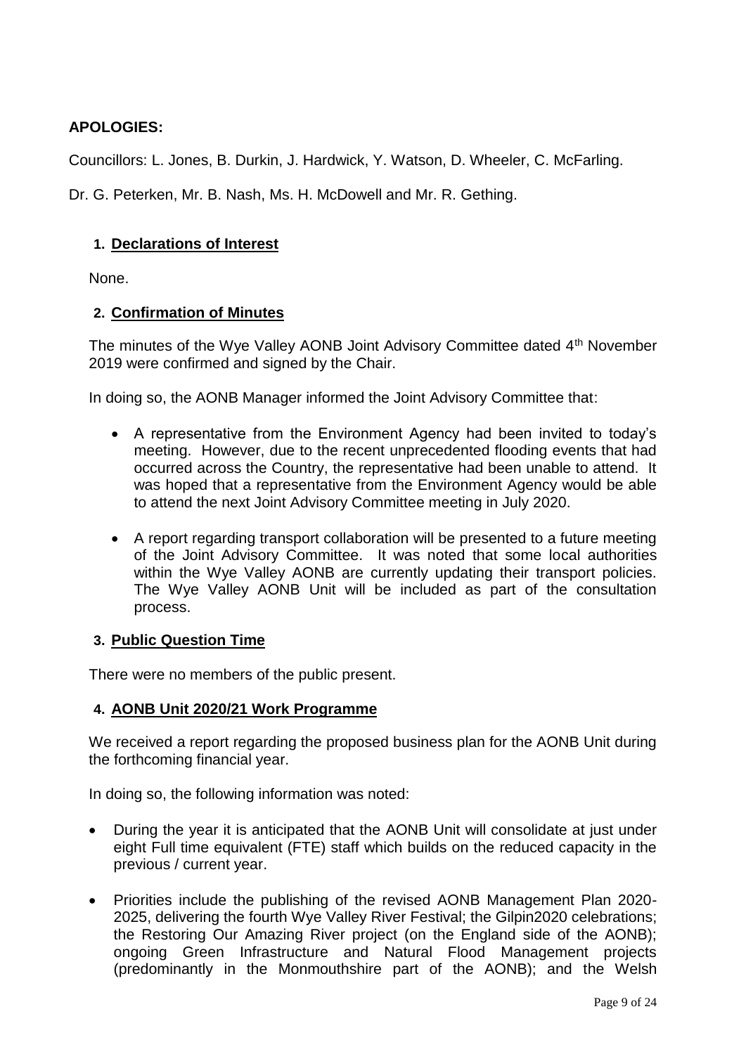**APOLOGIES:**

Councillors: L. Jones, B. Durkin, J. Hardwick, Y. Watson, D. Wheeler, C. McFarling.

Dr. G. Peterken, Mr. B. Nash, Ms. H. McDowell and Mr. R. Gething.

**1. Declarations of Interest**

None.

**2. Confirmation of Minutes**

The minutes of the Wye Valley AONB Joint Advisory Committee dated 4th November 2019 were confirmed and signed by the Chair.

In doing so, the AONB Manager informed the Joint Advisory Committee that:

- A representative from the Environment Agency had been invited to today's meeting. However, due to the recent unprecedented flooding events that had occurred across the Country, the representative had been unable to attend. It was hoped that a representative from the Environment Agency would be able to attend the next Joint Advisory Committee meeting in July 2020.

- A report regarding transport collaboration will be presented to a future meeting of the Joint Advisory Committee. It was noted that some local authorities within the Wye Valley AONB are currently updating their transport policies. The Wye Valley AONB Unit will be included as part of the consultation process.

**3. Public Question Time**

There were no members of the public present.

**4. AONB Unit 2020/21 Work Programme**

We received a report regarding the proposed business plan for the AONB Unit during the forthcoming financial year.

In doing so, the following information was noted:

- During the year it is anticipated that the AONB Unit will consolidate at just under eight Full time equivalent (FTE) staff which builds on the reduced capacity in the previous / current year.

- Priorities include the publishing of the revised AONB Management Plan 2020-2025, delivering the fourth Wye Valley River Festival; the Gilpin2020 celebrations; the Restoring Our Amazing River project (on the England side of the AONB); ongoing Green Infrastructure and Natural Flood Management projects (predominantly in the Monmouthshire part of the AONB); and the Welsh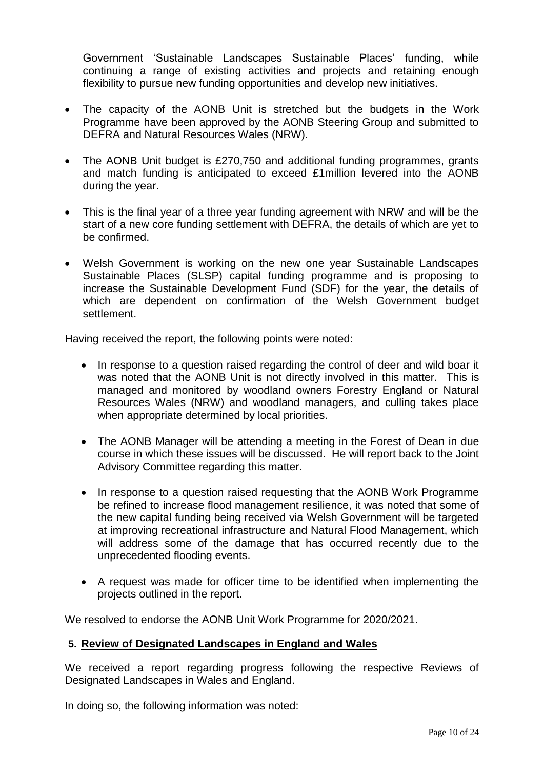Government 'Sustainable Landscapes Sustainable Places' funding, while continuing a range of existing activities and projects and retaining enough flexibility to pursue new funding opportunities and develop new initiatives.

- The capacity of the AONB Unit is stretched but the budgets in the Work Programme have been approved by the AONB Steering Group and submitted to DEFRA and Natural Resources Wales (NRW).
- The AONB Unit budget is £270,750 and additional funding programmes, grants and match funding is anticipated to exceed £1million levered into the AONB during the year.
- This is the final year of a three year funding agreement with NRW and will be the start of a new core funding settlement with DEFRA, the details of which are yet to be confirmed.
- Welsh Government is working on the new one year Sustainable Landscapes Sustainable Places (SLSP) capital funding programme and is proposing to increase the Sustainable Development Fund (SDF) for the year, the details of which are dependent on confirmation of the Welsh Government budget settlement.

Having received the report, the following points were noted:

- In response to a question raised regarding the control of deer and wild boar it was noted that the AONB Unit is not directly involved in this matter. This is managed and monitored by woodland owners Forestry England or Natural Resources Wales (NRW) and woodland managers, and culling takes place when appropriate determined by local priorities.
- The AONB Manager will be attending a meeting in the Forest of Dean in due course in which these issues will be discussed. He will report back to the Joint Advisory Committee regarding this matter.
- In response to a question raised requesting that the AONB Work Programme be refined to increase flood management resilience, it was noted that some of the new capital funding being received via Welsh Government will be targeted at improving recreational infrastructure and Natural Flood Management, which will address some of the damage that has occurred recently due to the unprecedented flooding events.
- A request was made for officer time to be identified when implementing the projects outlined in the report.

We resolved to endorse the AONB Unit Work Programme for 2020/2021.

## 5. Review of Designated Landscapes in England and Wales

We received a report regarding progress following the respective Reviews of Designated Landscapes in Wales and England.

In doing so, the following information was noted: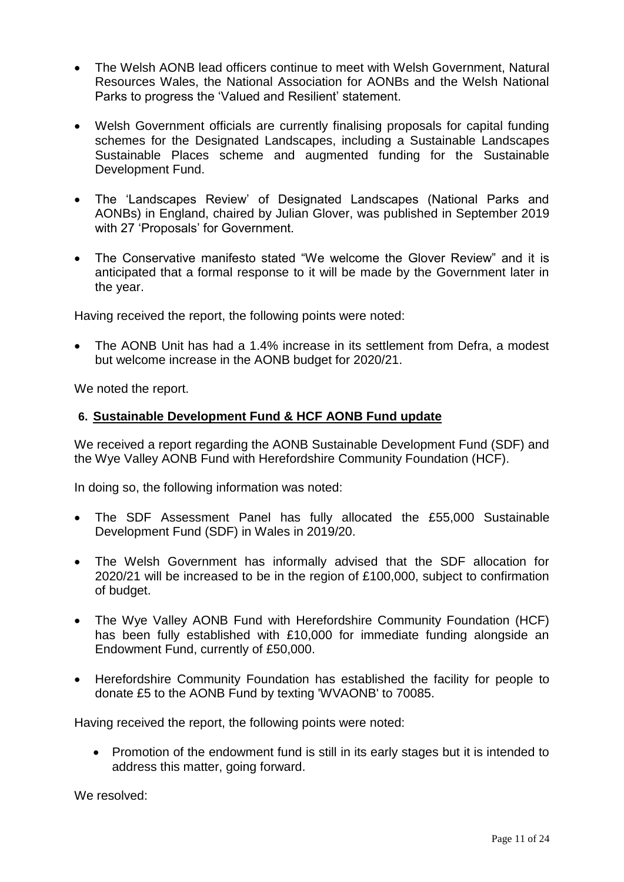- The Welsh AONB lead officers continue to meet with Welsh Government, Natural Resources Wales, the National Association for AONBs and the Welsh National Parks to progress the 'Valued and Resilient' statement.

- Welsh Government officials are currently finalising proposals for capital funding schemes for the Designated Landscapes, including a Sustainable Landscapes Sustainable Places scheme and augmented funding for the Sustainable Development Fund.

- The 'Landscapes Review' of Designated Landscapes (National Parks and AONBs) in England, chaired by Julian Glover, was published in September 2019 with 27 'Proposals' for Government.

- The Conservative manifesto stated "We welcome the Glover Review" and it is anticipated that a formal response to it will be made by the Government later in the year.

Having received the report, the following points were noted:

- The AONB Unit has had a 1.4% increase in its settlement from Defra, a modest but welcome increase in the AONB budget for 2020/21.

We noted the report.

## 6. Sustainable Development Fund & HCF AONB Fund update

We received a report regarding the AONB Sustainable Development Fund (SDF) and the Wye Valley AONB Fund with Herefordshire Community Foundation (HCF).

In doing so, the following information was noted:

- The SDF Assessment Panel has fully allocated the £55,000 Sustainable Development Fund (SDF) in Wales in 2019/20.

- The Welsh Government has informally advised that the SDF allocation for 2020/21 will be increased to be in the region of £100,000, subject to confirmation of budget.

- The Wye Valley AONB Fund with Herefordshire Community Foundation (HCF) has been fully established with £10,000 for immediate funding alongside an Endowment Fund, currently of £50,000.

- Herefordshire Community Foundation has established the facility for people to donate £5 to the AONB Fund by texting 'WVAONB' to 70085.

Having received the report, the following points were noted:

- Promotion of the endowment fund is still in its early stages but it is intended to address this matter, going forward.

We resolved: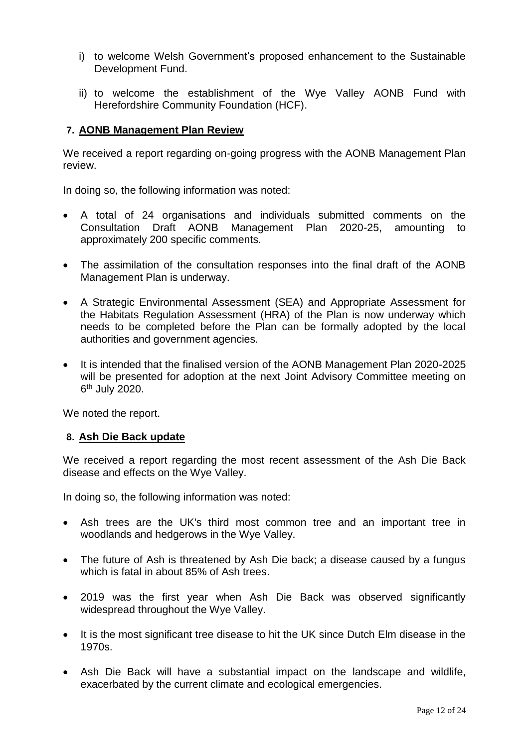i) to welcome Welsh Government's proposed enhancement to the Sustainable Development Fund.

ii) to welcome the establishment of the Wye Valley AONB Fund with Herefordshire Community Foundation (HCF).

## 7. AONB Management Plan Review

We received a report regarding on-going progress with the AONB Management Plan review.

In doing so, the following information was noted:

- A total of 24 organisations and individuals submitted comments on the Consultation Draft AONB Management Plan 2020-25, amounting to approximately 200 specific comments.
- The assimilation of the consultation responses into the final draft of the AONB Management Plan is underway.
- A Strategic Environmental Assessment (SEA) and Appropriate Assessment for the Habitats Regulation Assessment (HRA) of the Plan is now underway which needs to be completed before the Plan can be formally adopted by the local authorities and government agencies.
- It is intended that the finalised version of the AONB Management Plan 2020-2025 will be presented for adoption at the next Joint Advisory Committee meeting on 6th July 2020.

We noted the report.

## 8. Ash Die Back update

We received a report regarding the most recent assessment of the Ash Die Back disease and effects on the Wye Valley.

In doing so, the following information was noted:

- Ash trees are the UK's third most common tree and an important tree in woodlands and hedgerows in the Wye Valley.
- The future of Ash is threatened by Ash Die back; a disease caused by a fungus which is fatal in about 85% of Ash trees.
- 2019 was the first year when Ash Die Back was observed significantly widespread throughout the Wye Valley.
- It is the most significant tree disease to hit the UK since Dutch Elm disease in the 1970s.
- Ash Die Back will have a substantial impact on the landscape and wildlife, exacerbated by the current climate and ecological emergencies.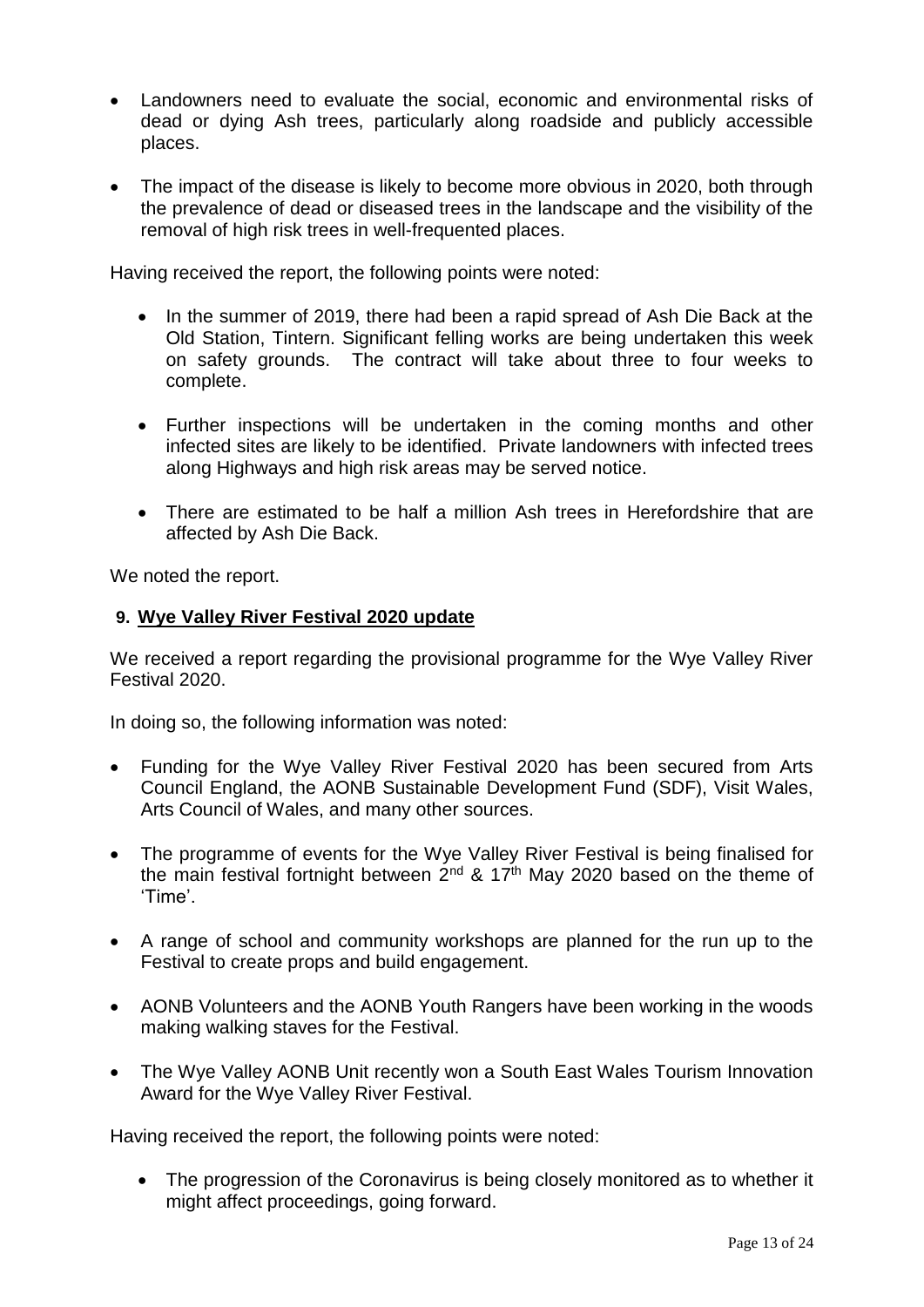- Landowners need to evaluate the social, economic and environmental risks of dead or dying Ash trees, particularly along roadside and publicly accessible places.
- The impact of the disease is likely to become more obvious in 2020, both through the prevalence of dead or diseased trees in the landscape and the visibility of the removal of high risk trees in well-frequented places.

Having received the report, the following points were noted:

- In the summer of 2019, there had been a rapid spread of Ash Die Back at the Old Station, Tintern. Significant felling works are being undertaken this week on safety grounds. The contract will take about three to four weeks to complete.
- Further inspections will be undertaken in the coming months and other infected sites are likely to be identified. Private landowners with infected trees along Highways and high risk areas may be served notice.
- There are estimated to be half a million Ash trees in Herefordshire that are affected by Ash Die Back.

We noted the report.

## 9. Wye Valley River Festival 2020 update

We received a report regarding the provisional programme for the Wye Valley River Festival 2020.

In doing so, the following information was noted:

- Funding for the Wye Valley River Festival 2020 has been secured from Arts Council England, the AONB Sustainable Development Fund (SDF), Visit Wales, Arts Council of Wales, and many other sources.
- The programme of events for the Wye Valley River Festival is being finalised for the main festival fortnight between 2nd & 17th May 2020 based on the theme of 'Time'.
- A range of school and community workshops are planned for the run up to the Festival to create props and build engagement.
- AONB Volunteers and the AONB Youth Rangers have been working in the woods making walking staves for the Festival.
- The Wye Valley AONB Unit recently won a South East Wales Tourism Innovation Award for the Wye Valley River Festival.

Having received the report, the following points were noted:

- The progression of the Coronavirus is being closely monitored as to whether it might affect proceedings, going forward.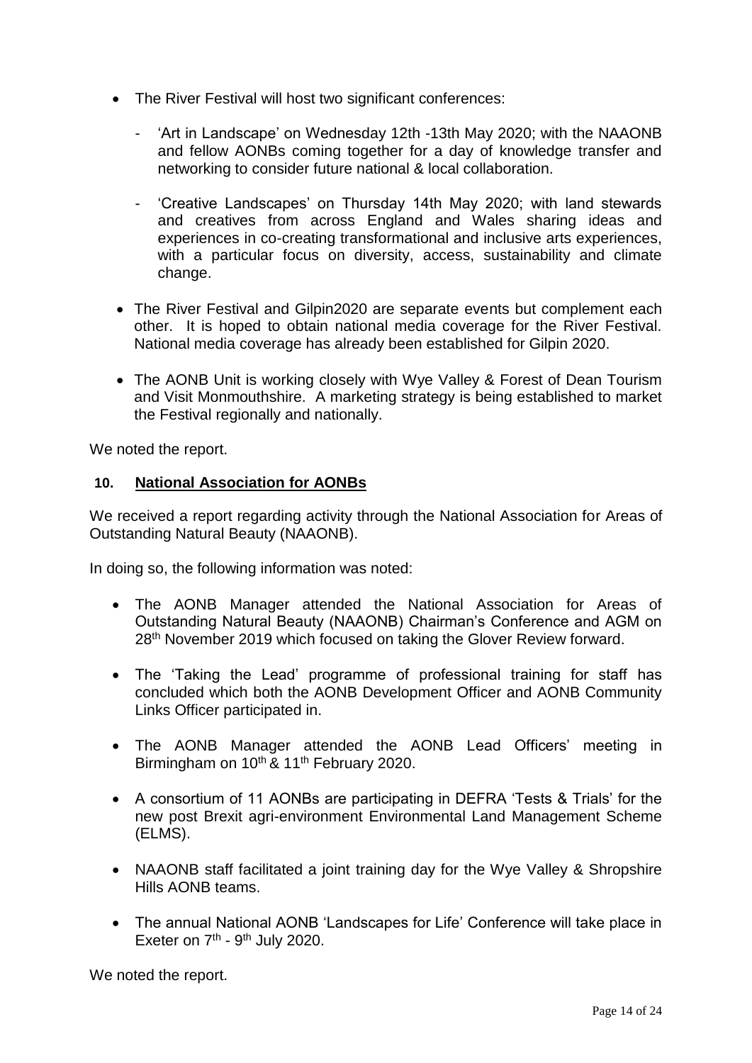- The River Festival will host two significant conferences:
  - 'Art in Landscape' on Wednesday 12th -13th May 2020; with the NAAONB and fellow AONBs coming together for a day of knowledge transfer and networking to consider future national & local collaboration.
  - 'Creative Landscapes' on Thursday 14th May 2020; with land stewards and creatives from across England and Wales sharing ideas and experiences in co-creating transformational and inclusive arts experiences, with a particular focus on diversity, access, sustainability and climate change.
- The River Festival and Gilpin2020 are separate events but complement each other. It is hoped to obtain national media coverage for the River Festival. National media coverage has already been established for Gilpin 2020.
- The AONB Unit is working closely with Wye Valley & Forest of Dean Tourism and Visit Monmouthshire. A marketing strategy is being established to market the Festival regionally and nationally.

We noted the report.

## 10. National Association for AONBs

We received a report regarding activity through the National Association for Areas of Outstanding Natural Beauty (NAAONB).

In doing so, the following information was noted:

- The AONB Manager attended the National Association for Areas of Outstanding Natural Beauty (NAAONB) Chairman's Conference and AGM on 28th November 2019 which focused on taking the Glover Review forward.
- The 'Taking the Lead' programme of professional training for staff has concluded which both the AONB Development Officer and AONB Community Links Officer participated in.
- The AONB Manager attended the AONB Lead Officers' meeting in Birmingham on 10th & 11th February 2020.
- A consortium of 11 AONBs are participating in DEFRA 'Tests & Trials' for the new post Brexit agri-environment Environmental Land Management Scheme (ELMS).
- NAAONB staff facilitated a joint training day for the Wye Valley & Shropshire Hills AONB teams.
- The annual National AONB 'Landscapes for Life' Conference will take place in Exeter on 7th - 9th July 2020.

We noted the report.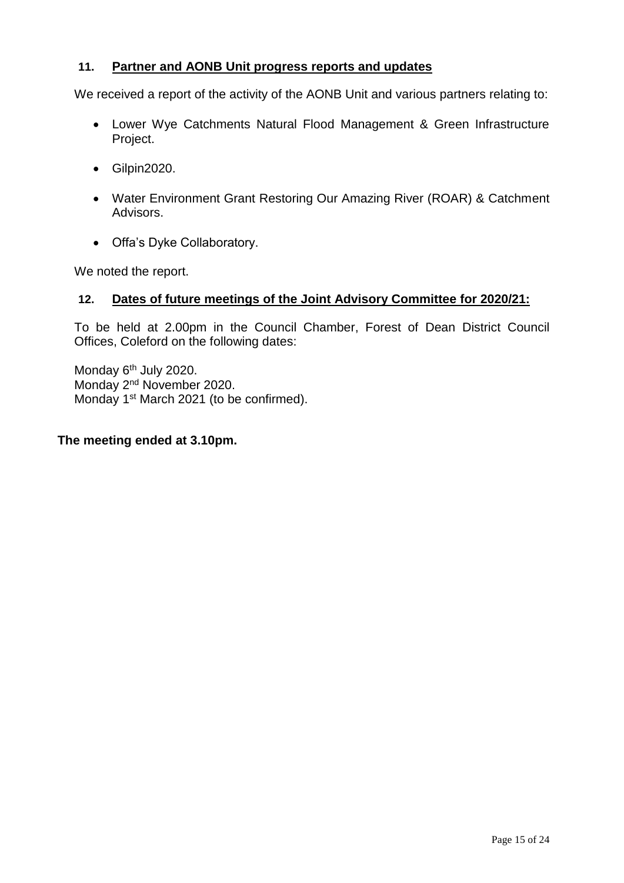## 11. Partner and AONB Unit progress reports and updates

We received a report of the activity of the AONB Unit and various partners relating to:

- Lower Wye Catchments Natural Flood Management & Green Infrastructure Project.
- Gilpin2020.
- Water Environment Grant Restoring Our Amazing River (ROAR) & Catchment Advisors.
- Offa's Dyke Collaboratory.

We noted the report.

## 12. Dates of future meetings of the Joint Advisory Committee for 2020/21:

To be held at 2.00pm in the Council Chamber, Forest of Dean District Council Offices, Coleford on the following dates:

Monday 6th July 2020.
Monday 2nd November 2020.
Monday 1st March 2021 (to be confirmed).

**The meeting ended at 3.10pm.**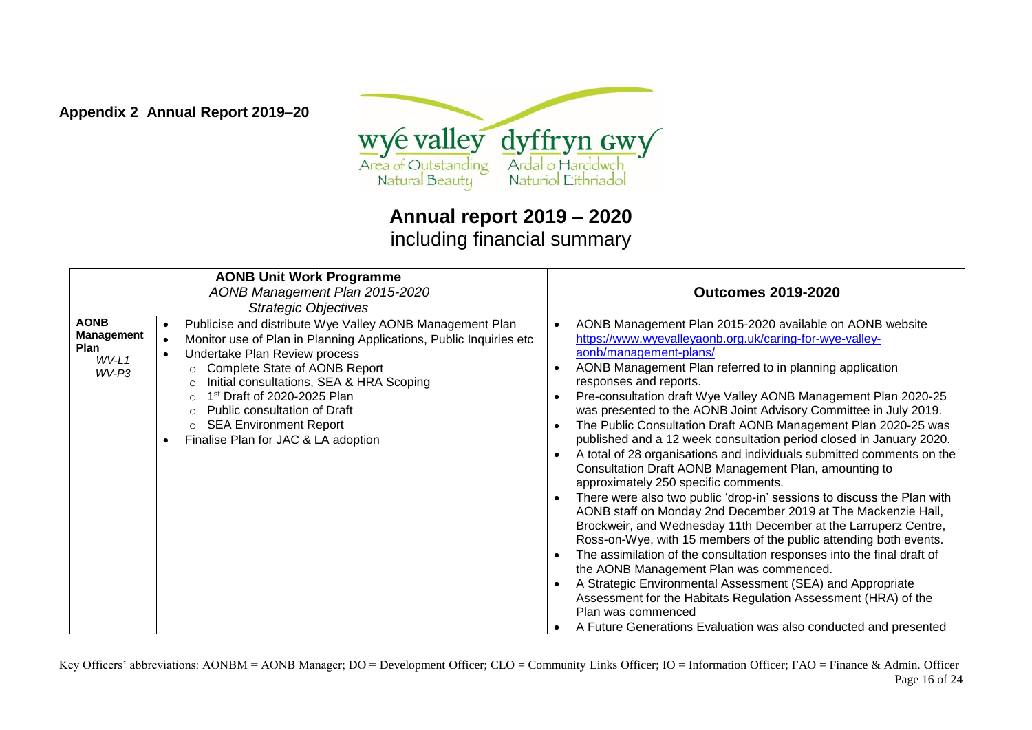**Appendix 2 Annual Report 2019–20**

# Annual report 2019 – 2020

including financial summary

| AONB Unit Work Programme<br>*AONB Management Plan 2015-2020*<br>*Strategic Objectives* | | Outcomes 2019-2020 |
|---|---|---|
| **AONB Management Plan**<br>*WV-L1*<br>*WV-P3* | • Publicise and distribute Wye Valley AONB Management Plan<br>• Monitor use of Plan in Planning Applications, Public Inquiries etc<br>• Undertake Plan Review process<br>  ○ Complete State of AONB Report<br>  ○ Initial consultations, SEA & HRA Scoping<br>  ○ 1st Draft of 2020-2025 Plan<br>  ○ Public consultation of Draft<br>  ○ SEA Environment Report<br>• Finalise Plan for JAC & LA adoption | • AONB Management Plan 2015-2020 available on AONB website https://www.wyevalleyaonb.org.uk/caring-for-wye-valley-aonb/management-plans/<br>• AONB Management Plan referred to in planning application responses and reports.<br>• Pre-consultation draft Wye Valley AONB Management Plan 2020-25 was presented to the AONB Joint Advisory Committee in July 2019.<br>• The Public Consultation Draft AONB Management Plan 2020-25 was published and a 12 week consultation period closed in January 2020.<br>• A total of 28 organisations and individuals submitted comments on the Consultation Draft AONB Management Plan, amounting to approximately 250 specific comments.<br>• There were also two public 'drop-in' sessions to discuss the Plan with AONB staff on Monday 2nd December 2019 at The Mackenzie Hall, Brockweir, and Wednesday 11th December at the Larruperz Centre, Ross-on-Wye, with 15 members of the public attending both events.<br>• The assimilation of the consultation responses into the final draft of the AONB Management Plan was commenced.<br>• A Strategic Environmental Assessment (SEA) and Appropriate Assessment for the Habitats Regulation Assessment (HRA) of the Plan was commenced<br>• A Future Generations Evaluation was also conducted and presented |

Key Officers' abbreviations: AONBM = AONB Manager; DO = Development Officer; CLO = Community Links Officer; IO = Information Officer; FAO = Finance & Admin. Officer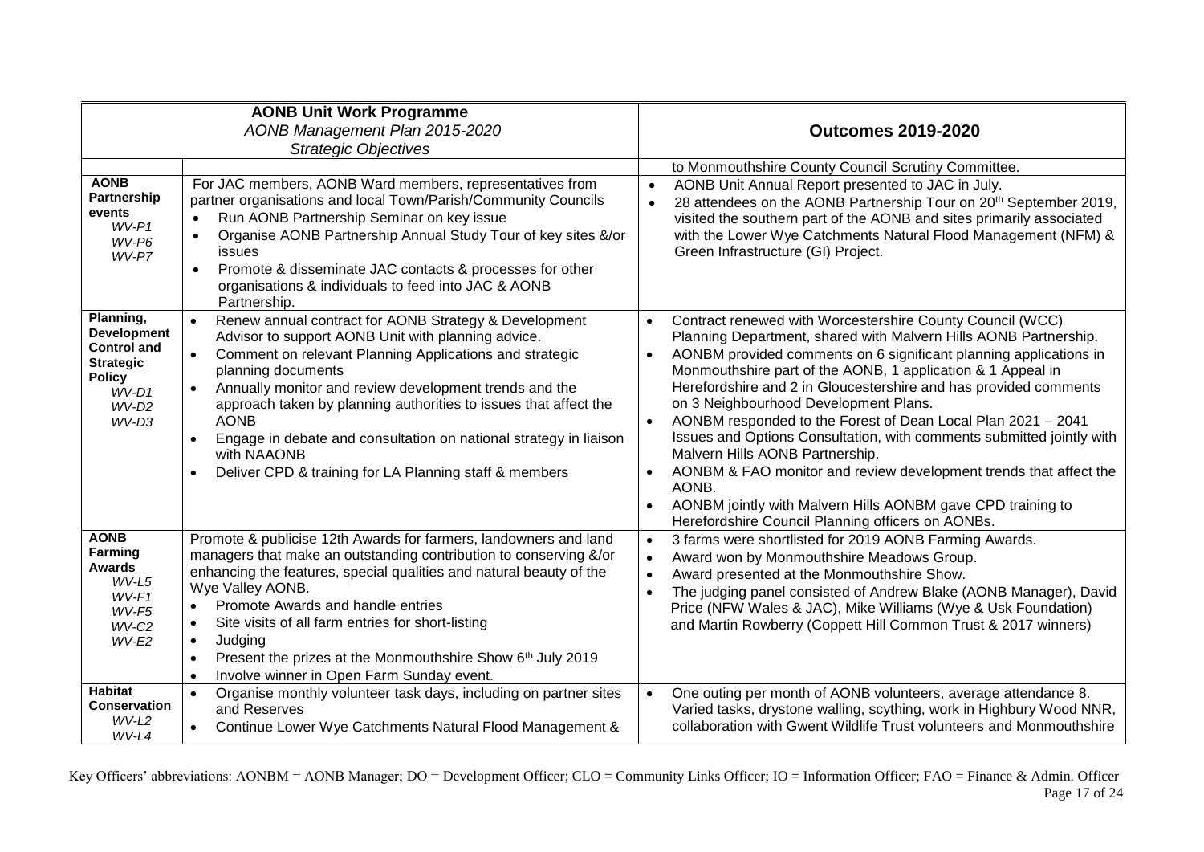| **AONB Unit Work Programme**<br>*AONB Management Plan 2015-2020*<br>*Strategic Objectives* | | **Outcomes 2019-2020** |
|---|---|---|
| | | to Monmouthshire County Council Scrutiny Committee. |
| **AONB Partnership events**<br>*WV-P1*<br>*WV-P6*<br>*WV-P7* | For JAC members, AONB Ward members, representatives from partner organisations and local Town/Parish/Community Councils<br>• Run AONB Partnership Seminar on key issue<br>• Organise AONB Partnership Annual Study Tour of key sites &/or issues<br>• Promote & disseminate JAC contacts & processes for other organisations & individuals to feed into JAC & AONB Partnership. | • AONB Unit Annual Report presented to JAC in July.<br>• 28 attendees on the AONB Partnership Tour on 20th September 2019, visited the southern part of the AONB and sites primarily associated with the Lower Wye Catchments Natural Flood Management (NFM) & Green Infrastructure (GI) Project. |
| **Planning, Development Control and Strategic Policy**<br>*WV-D1*<br>*WV-D2*<br>*WV-D3* | • Renew annual contract for AONB Strategy & Development Advisor to support AONB Unit with planning advice.<br>• Comment on relevant Planning Applications and strategic planning documents<br>• Annually monitor and review development trends and the approach taken by planning authorities to issues that affect the AONB<br>• Engage in debate and consultation on national strategy in liaison with NAAONB<br>• Deliver CPD & training for LA Planning staff & members | • Contract renewed with Worcestershire County Council (WCC) Planning Department, shared with Malvern Hills AONB Partnership.<br>• AONBM provided comments on 6 significant planning applications in Monmouthshire part of the AONB, 1 application & 1 Appeal in Herefordshire and 2 in Gloucestershire and has provided comments on 3 Neighbourhood Development Plans.<br>• AONBM responded to the Forest of Dean Local Plan 2021 – 2041 Issues and Options Consultation, with comments submitted jointly with Malvern Hills AONB Partnership.<br>• AONBM & FAO monitor and review development trends that affect the AONB.<br>• AONBM jointly with Malvern Hills AONBM gave CPD training to Herefordshire Council Planning officers on AONBs. |
| **AONB Farming Awards**<br>*WV-L5*<br>*WV-F1*<br>*WV-F5*<br>*WV-C2*<br>*WV-E2* | Promote & publicise 12th Awards for farmers, landowners and land managers that make an outstanding contribution to conserving &/or enhancing the features, special qualities and natural beauty of the Wye Valley AONB.<br>• Promote Awards and handle entries<br>• Site visits of all farm entries for short-listing<br>• Judging<br>• Present the prizes at the Monmouthshire Show 6th July 2019<br>• Involve winner in Open Farm Sunday event. | • 3 farms were shortlisted for 2019 AONB Farming Awards.<br>• Award won by Monmouthshire Meadows Group.<br>• Award presented at the Monmouthshire Show.<br>• The judging panel consisted of Andrew Blake (AONB Manager), David Price (NFW Wales & JAC), Mike Williams (Wye & Usk Foundation) and Martin Rowberry (Coppett Hill Common Trust & 2017 winners) |
| **Habitat Conservation**<br>*WV-L2*<br>*WV-L4* | • Organise monthly volunteer task days, including on partner sites and Reserves<br>• Continue Lower Wye Catchments Natural Flood Management & | • One outing per month of AONB volunteers, average attendance 8. Varied tasks, drystone walling, scything, work in Highbury Wood NNR, collaboration with Gwent Wildlife Trust volunteers and Monmouthshire |

Key Officers' abbreviations: AONBM = AONB Manager; DO = Development Officer; CLO = Community Links Officer; IO = Information Officer; FAO = Finance & Admin. Officer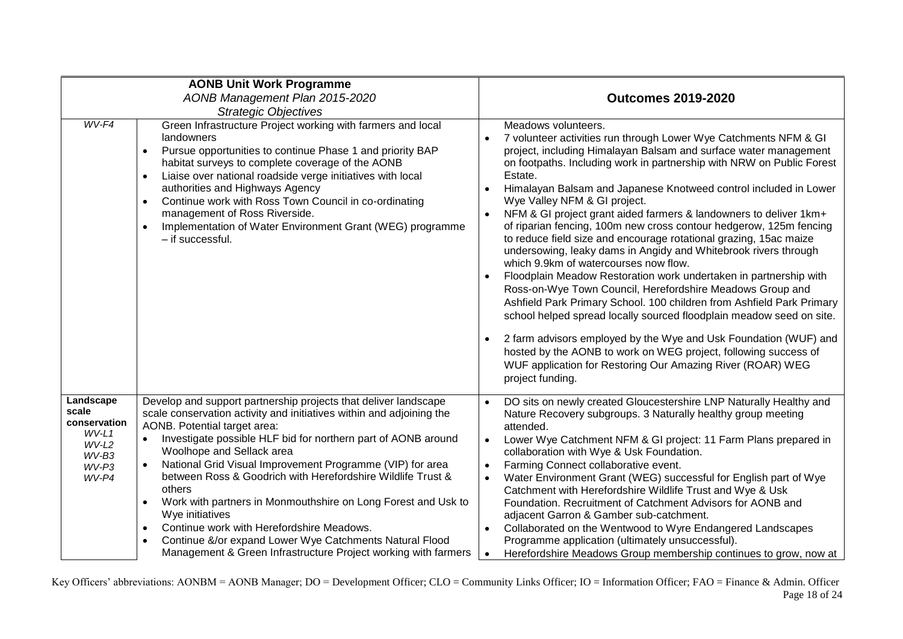| AONB Unit Work Programme<br>*AONB Management Plan 2015-2020*<br>*Strategic Objectives* | | Outcomes 2019-2020 |
|---|---|---|
| *WV-F4* | Green Infrastructure Project working with farmers and local landowners<br>• Pursue opportunities to continue Phase 1 and priority BAP habitat surveys to complete coverage of the AONB<br>• Liaise over national roadside verge initiatives with local authorities and Highways Agency<br>• Continue work with Ross Town Council in co-ordinating management of Ross Riverside.<br>• Implementation of Water Environment Grant (WEG) programme – if successful. | Meadows volunteers.<br>• 7 volunteer activities run through Lower Wye Catchments NFM & GI project, including Himalayan Balsam and surface water management on footpaths. Including work in partnership with NRW on Public Forest Estate.<br>• Himalayan Balsam and Japanese Knotweed control included in Lower Wye Valley NFM & GI project.<br>• NFM & GI project grant aided farmers & landowners to deliver 1km+ of riparian fencing, 100m new cross contour hedgerow, 125m fencing to reduce field size and encourage rotational grazing, 15ac maize undersowing, leaky dams in Angidy and Whitebrook rivers through which 9.9km of watercourses now flow.<br>• Floodplain Meadow Restoration work undertaken in partnership with Ross-on-Wye Town Council, Herefordshire Meadows Group and Ashfield Park Primary School. 100 children from Ashfield Park Primary school helped spread locally sourced floodplain meadow seed on site.<br>• 2 farm advisors employed by the Wye and Usk Foundation (WUF) and hosted by the AONB to work on WEG project, following success of WUF application for Restoring Our Amazing River (ROAR) WEG project funding. |
| **Landscape scale conservation**<br>*WV-L1*<br>*WV-L2*<br>*WV-B3*<br>*WV-P3*<br>*WV-P4* | Develop and support partnership projects that deliver landscape scale conservation activity and initiatives within and adjoining the AONB. Potential target area:<br>• Investigate possible HLF bid for northern part of AONB around Woolhope and Sellack area<br>• National Grid Visual Improvement Programme (VIP) for area between Ross & Goodrich with Herefordshire Wildlife Trust & others<br>• Work with partners in Monmouthshire on Long Forest and Usk to Wye initiatives<br>• Continue work with Herefordshire Meadows.<br>• Continue &/or expand Lower Wye Catchments Natural Flood Management & Green Infrastructure Project working with farmers | • DO sits on newly created Gloucestershire LNP Naturally Healthy and Nature Recovery subgroups. 3 Naturally healthy group meeting attended.<br>• Lower Wye Catchment NFM & GI project: 11 Farm Plans prepared in collaboration with Wye & Usk Foundation.<br>• Farming Connect collaborative event.<br>• Water Environment Grant (WEG) successful for English part of Wye Catchment with Herefordshire Wildlife Trust and Wye & Usk Foundation. Recruitment of Catchment Advisors for AONB and adjacent Garron & Gamber sub-catchment.<br>• Collaborated on the Wentwood to Wyre Endangered Landscapes Programme application (ultimately unsuccessful).<br>• Herefordshire Meadows Group membership continues to grow, now at |

Key Officers' abbreviations: AONBM = AONB Manager; DO = Development Officer; CLO = Community Links Officer; IO = Information Officer; FAO = Finance & Admin. Officer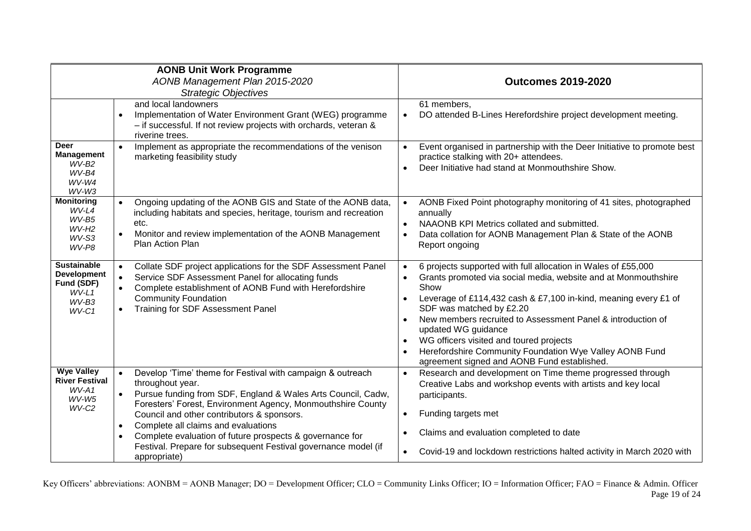| **AONB Unit Work Programme** *AONB Management Plan 2015-2020* *Strategic Objectives* | | **Outcomes 2019-2020** |
|---|---|---|
| | and local landowners<br>• Implementation of Water Environment Grant (WEG) programme – if successful. If not review projects with orchards, veteran & riverine trees. | 61 members,<br>• DO attended B-Lines Herefordshire project development meeting. |
| **Deer Management** *WV-B2* *WV-B4* *WV-W4* *WV-W3* | • Implement as appropriate the recommendations of the venison marketing feasibility study | • Event organised in partnership with the Deer Initiative to promote best practice stalking with 20+ attendees.<br>• Deer Initiative had stand at Monmouthshire Show. |
| **Monitoring** *WV-L4* *WV-B5* *WV-H2* *WV-S3* *WV-P8* | • Ongoing updating of the AONB GIS and State of the AONB data, including habitats and species, heritage, tourism and recreation etc.<br>• Monitor and review implementation of the AONB Management Plan Action Plan | • AONB Fixed Point photography monitoring of 41 sites, photographed annually<br>• NAAONB KPI Metrics collated and submitted.<br>• Data collation for AONB Management Plan & State of the AONB Report ongoing |
| **Sustainable Development Fund (SDF)** *WV-L1* *WV-B3* *WV-C1* | • Collate SDF project applications for the SDF Assessment Panel<br>• Service SDF Assessment Panel for allocating funds<br>• Complete establishment of AONB Fund with Herefordshire Community Foundation<br>• Training for SDF Assessment Panel | • 6 projects supported with full allocation in Wales of £55,000<br>• Grants promoted via social media, website and at Monmouthshire Show<br>• Leverage of £114,432 cash & £7,100 in-kind, meaning every £1 of SDF was matched by £2.20<br>• New members recruited to Assessment Panel & introduction of updated WG guidance<br>• WG officers visited and toured projects<br>• Herefordshire Community Foundation Wye Valley AONB Fund agreement signed and AONB Fund established. |
| **Wye Valley River Festival** *WV-A1* *WV-W5* *WV-C2* | • Develop 'Time' theme for Festival with campaign & outreach throughout year.<br>• Pursue funding from SDF, England & Wales Arts Council, Cadw, Foresters' Forest, Environment Agency, Monmouthshire County Council and other contributors & sponsors.<br>• Complete all claims and evaluations<br>• Complete evaluation of future prospects & governance for Festival. Prepare for subsequent Festival governance model (if appropriate) | • Research and development on Time theme progressed through Creative Labs and workshop events with artists and key local participants.<br>• Funding targets met<br>• Claims and evaluation completed to date<br>• Covid-19 and lockdown restrictions halted activity in March 2020 with |

Key Officers' abbreviations: AONBM = AONB Manager; DO = Development Officer; CLO = Community Links Officer; IO = Information Officer; FAO = Finance & Admin. Officer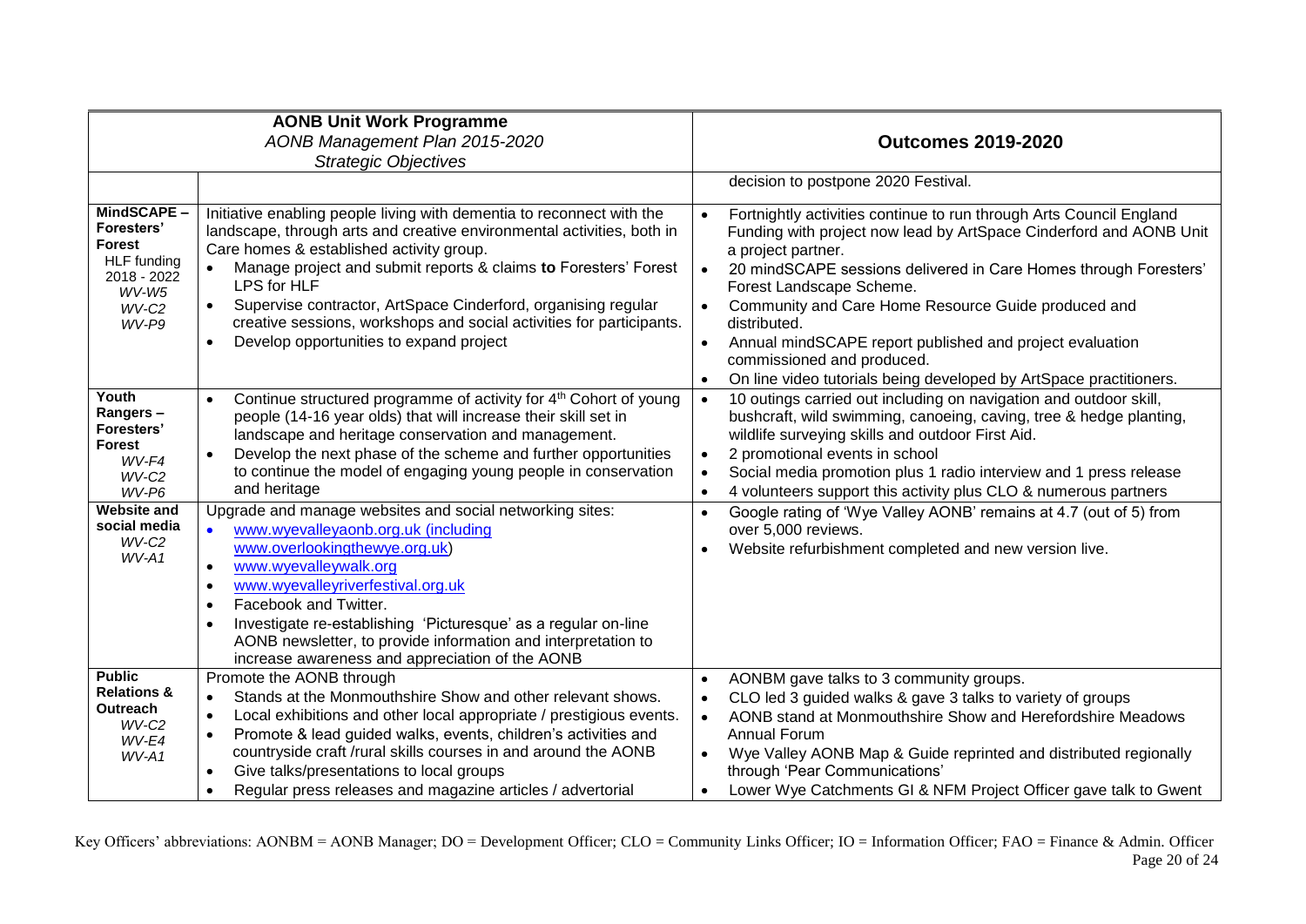| **AONB Unit Work Programme** *AONB Management Plan 2015-2020* *Strategic Objectives* | | **Outcomes 2019-2020** |
|---|---|---|
| | | decision to postpone 2020 Festival. |
| **MindSCAPE – Foresters' Forest** HLF funding 2018 - 2022 *WV-W5* *WV-C2* *WV-P9* | Initiative enabling people living with dementia to reconnect with the landscape, through arts and creative environmental activities, both in Care homes & established activity group.<br>• Manage project and submit reports & claims **to** Foresters' Forest LPS for HLF<br>• Supervise contractor, ArtSpace Cinderford, organising regular creative sessions, workshops and social activities for participants.<br>• Develop opportunities to expand project | • Fortnightly activities continue to run through Arts Council England Funding with project now lead by ArtSpace Cinderford and AONB Unit a project partner.<br>• 20 mindSCAPE sessions delivered in Care Homes through Foresters' Forest Landscape Scheme.<br>• Community and Care Home Resource Guide produced and distributed.<br>• Annual mindSCAPE report published and project evaluation commissioned and produced.<br>• On line video tutorials being developed by ArtSpace practitioners. |
| **Youth Rangers – Foresters' Forest** *WV-F4* *WV-C2* *WV-P6* | • Continue structured programme of activity for 4th Cohort of young people (14-16 year olds) that will increase their skill set in landscape and heritage conservation and management.<br>• Develop the next phase of the scheme and further opportunities to continue the model of engaging young people in conservation and heritage | • 10 outings carried out including on navigation and outdoor skill, bushcraft, wild swimming, canoeing, caving, tree & hedge planting, wildlife surveying skills and outdoor First Aid.<br>• 2 promotional events in school<br>• Social media promotion plus 1 radio interview and 1 press release<br>• 4 volunteers support this activity plus CLO & numerous partners |
| **Website and social media** *WV-C2* *WV-A1* | Upgrade and manage websites and social networking sites:<br>• www.wyevalleyaonb.org.uk (including www.overlookingthewye.org.uk)<br>• www.wyevalleywalk.org<br>• www.wyevalleyriverfestival.org.uk<br>• Facebook and Twitter.<br>• Investigate re-establishing 'Picturesque' as a regular on-line AONB newsletter, to provide information and interpretation to increase awareness and appreciation of the AONB | • Google rating of 'Wye Valley AONB' remains at 4.7 (out of 5) from over 5,000 reviews.<br>• Website refurbishment completed and new version live. |
| **Public Relations & Outreach** *WV-C2* *WV-E4* *WV-A1* | Promote the AONB through<br>• Stands at the Monmouthshire Show and other relevant shows.<br>• Local exhibitions and other local appropriate / prestigious events.<br>• Promote & lead guided walks, events, children's activities and countryside craft /rural skills courses in and around the AONB<br>• Give talks/presentations to local groups<br>• Regular press releases and magazine articles / advertorial | • AONBM gave talks to 3 community groups.<br>• CLO led 3 guided walks & gave 3 talks to variety of groups<br>• AONB stand at Monmouthshire Show and Herefordshire Meadows Annual Forum<br>• Wye Valley AONB Map & Guide reprinted and distributed regionally through 'Pear Communications'<br>• Lower Wye Catchments GI & NFM Project Officer gave talk to Gwent |

Key Officers' abbreviations: AONBM = AONB Manager; DO = Development Officer; CLO = Community Links Officer; IO = Information Officer; FAO = Finance & Admin. Officer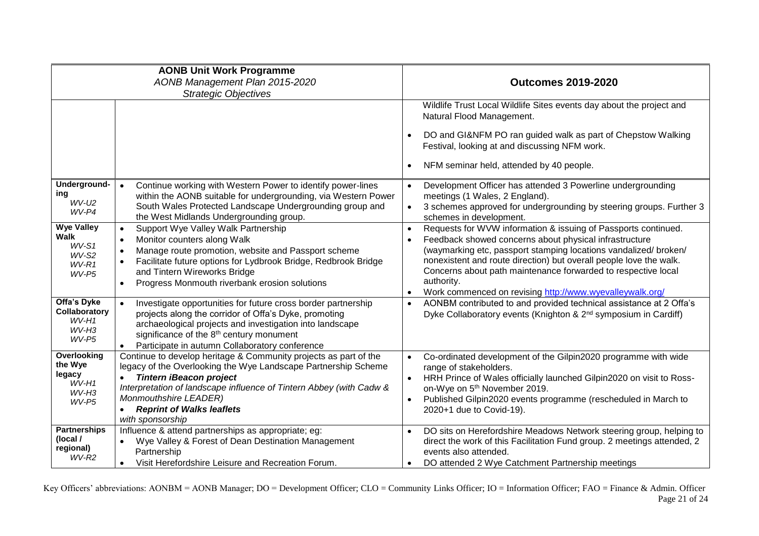| AONB Unit Work Programme<br>*AONB Management Plan 2015-2020*<br>*Strategic Objectives* | | **Outcomes 2019-2020** |
|---|---|---|
| | | Wildlife Trust Local Wildlife Sites events day about the project and Natural Flood Management.<br>• DO and GI&NFM PO ran guided walk as part of Chepstow Walking Festival, looking at and discussing NFM work.<br>• NFM seminar held, attended by 40 people. |
| **Underground-ing**<br>*WV-U2*<br>*WV-P4* | • Continue working with Western Power to identify power-lines within the AONB suitable for undergrounding, via Western Power South Wales Protected Landscape Undergrounding group and the West Midlands Undergrounding group. | • Development Officer has attended 3 Powerline undergrounding meetings (1 Wales, 2 England).<br>• 3 schemes approved for undergrounding by steering groups. Further 3 schemes in development. |
| **Wye Valley Walk**<br>*WV-S1*<br>*WV-S2*<br>*WV-R1*<br>*WV-P5* | • Support Wye Valley Walk Partnership<br>• Monitor counters along Walk<br>• Manage route promotion, website and Passport scheme<br>• Facilitate future options for Lydbrook Bridge, Redbrook Bridge and Tintern Wireworks Bridge<br>• Progress Monmouth riverbank erosion solutions | • Requests for WVW information & issuing of Passports continued.<br>• Feedback showed concerns about physical infrastructure (waymarking etc, passport stamping locations vandalized/ broken/ nonexistent and route direction) but overall people love the walk. Concerns about path maintenance forwarded to respective local authority.<br>• Work commenced on revising http://www.wyevalleywalk.org/ |
| **Offa's Dyke Collaboratory**<br>*WV-H1*<br>*WV-H3*<br>*WV-P5* | • Investigate opportunities for future cross border partnership projects along the corridor of Offa's Dyke, promoting archaeological projects and investigation into landscape significance of the 8th century monument<br>• Participate in autumn Collaboratory conference | • AONBM contributed to and provided technical assistance at 2 Offa's Dyke Collaboratory events (Knighton & 2nd symposium in Cardiff) |
| **Overlooking the Wye legacy**<br>*WV-H1*<br>*WV-H3*<br>*WV-P5* | Continue to develop heritage & Community projects as part of the legacy of the Overlooking the Wye Landscape Partnership Scheme<br>• ***Tintern iBeacon project***<br>*Interpretation of landscape influence of Tintern Abbey (with Cadw & Monmouthshire LEADER)*<br>• ***Reprint of Walks leaflets***<br>*with sponsorship* | • Co-ordinated development of the Gilpin2020 programme with wide range of stakeholders.<br>• HRH Prince of Wales officially launched Gilpin2020 on visit to Ross-on-Wye on 5th November 2019.<br>• Published Gilpin2020 events programme (rescheduled in March to 2020+1 due to Covid-19). |
| **Partnerships (local / regional)**<br>*WV-R2* | Influence & attend partnerships as appropriate; eg:<br>• Wye Valley & Forest of Dean Destination Management Partnership<br>• Visit Herefordshire Leisure and Recreation Forum. | • DO sits on Herefordshire Meadows Network steering group, helping to direct the work of this Facilitation Fund group. 2 meetings attended, 2 events also attended.<br>• DO attended 2 Wye Catchment Partnership meetings |

Key Officers' abbreviations: AONBM = AONB Manager; DO = Development Officer; CLO = Community Links Officer; IO = Information Officer; FAO = Finance & Admin. Officer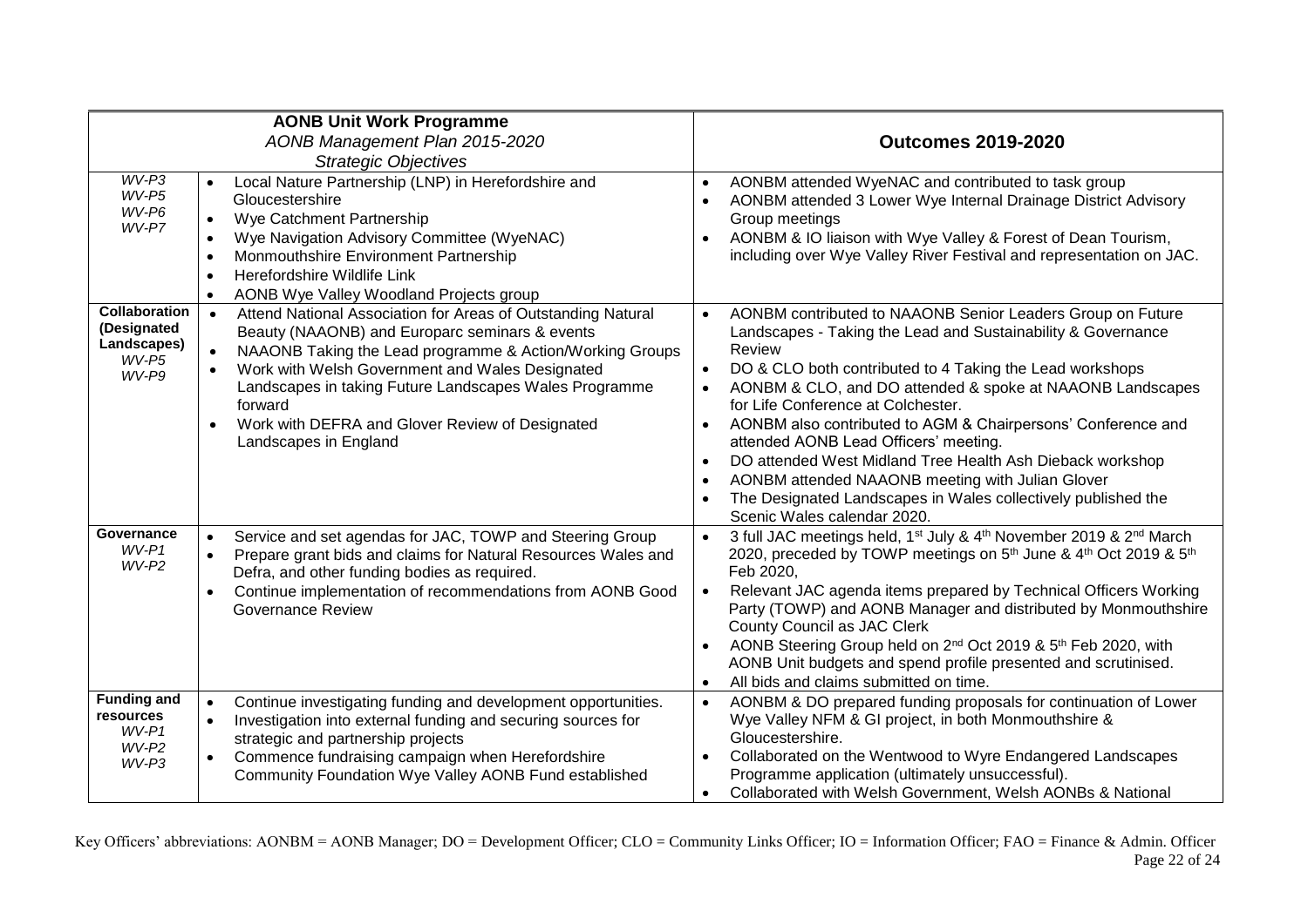| **AONB Unit Work Programme** *AONB Management Plan 2015-2020* *Strategic Objectives* | | **Outcomes 2019-2020** |
|---|---|---|
| *WV-P3* *WV-P5* *WV-P6* *WV-P7* | • Local Nature Partnership (LNP) in Herefordshire and Gloucestershire<br>• Wye Catchment Partnership<br>• Wye Navigation Advisory Committee (WyeNAC)<br>• Monmouthshire Environment Partnership<br>• Herefordshire Wildlife Link<br>• AONB Wye Valley Woodland Projects group | • AONBM attended WyeNAC and contributed to task group<br>• AONBM attended 3 Lower Wye Internal Drainage District Advisory Group meetings<br>• AONBM & IO liaison with Wye Valley & Forest of Dean Tourism, including over Wye Valley River Festival and representation on JAC. |
| **Collaboration (Designated Landscapes)** *WV-P5* *WV-P9* | • Attend National Association for Areas of Outstanding Natural Beauty (NAAONB) and Europarc seminars & events<br>• NAAONB Taking the Lead programme & Action/Working Groups<br>• Work with Welsh Government and Wales Designated Landscapes in taking Future Landscapes Wales Programme forward<br>• Work with DEFRA and Glover Review of Designated Landscapes in England | • AONBM contributed to NAAONB Senior Leaders Group on Future Landscapes - Taking the Lead and Sustainability & Governance Review<br>• DO & CLO both contributed to 4 Taking the Lead workshops<br>• AONBM & CLO, and DO attended & spoke at NAAONB Landscapes for Life Conference at Colchester.<br>• AONBM also contributed to AGM & Chairpersons' Conference and attended AONB Lead Officers' meeting.<br>• DO attended West Midland Tree Health Ash Dieback workshop<br>• AONBM attended NAAONB meeting with Julian Glover<br>• The Designated Landscapes in Wales collectively published the Scenic Wales calendar 2020. |
| **Governance** *WV-P1* *WV-P2* | • Service and set agendas for JAC, TOWP and Steering Group<br>• Prepare grant bids and claims for Natural Resources Wales and Defra, and other funding bodies as required.<br>• Continue implementation of recommendations from AONB Good Governance Review | • 3 full JAC meetings held, 1st July & 4th November 2019 & 2nd March 2020, preceded by TOWP meetings on 5th June & 4th Oct 2019 & 5th Feb 2020,<br>• Relevant JAC agenda items prepared by Technical Officers Working Party (TOWP) and AONB Manager and distributed by Monmouthshire County Council as JAC Clerk<br>• AONB Steering Group held on 2nd Oct 2019 & 5th Feb 2020, with AONB Unit budgets and spend profile presented and scrutinised.<br>• All bids and claims submitted on time. |
| **Funding and resources** *WV-P1* *WV-P2* *WV-P3* | • Continue investigating funding and development opportunities.<br>• Investigation into external funding and securing sources for strategic and partnership projects<br>• Commence fundraising campaign when Herefordshire Community Foundation Wye Valley AONB Fund established | • AONBM & DO prepared funding proposals for continuation of Lower Wye Valley NFM & GI project, in both Monmouthshire & Gloucestershire.<br>• Collaborated on the Wentwood to Wyre Endangered Landscapes Programme application (ultimately unsuccessful).<br>• Collaborated with Welsh Government, Welsh AONBs & National |

Key Officers' abbreviations: AONBM = AONB Manager; DO = Development Officer; CLO = Community Links Officer; IO = Information Officer; FAO = Finance & Admin. Officer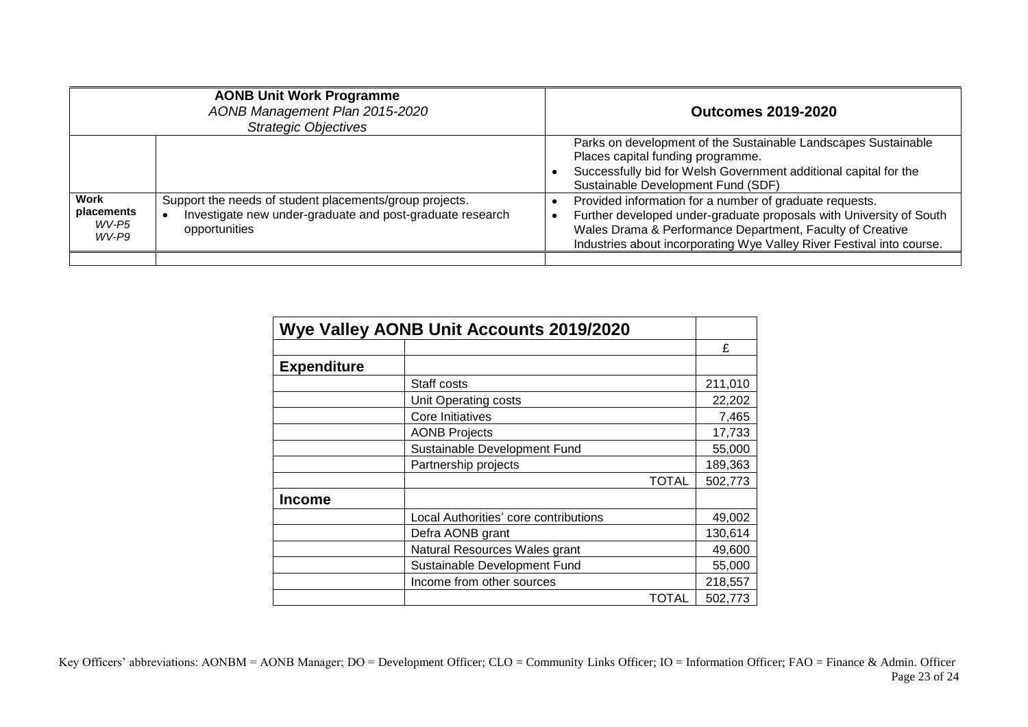| **AONB Unit Work Programme** *AONB Management Plan 2015-2020* *Strategic Objectives* | | **Outcomes 2019-2020** |
|---|---|---|
| | | Parks on development of the Sustainable Landscapes Sustainable Places capital funding programme.<br>• Successfully bid for Welsh Government additional capital for the Sustainable Development Fund (SDF) |
| **Work placements** *WV-P5* *WV-P9* | Support the needs of student placements/group projects.<br>• Investigate new under-graduate and post-graduate research opportunities | • Provided information for a number of graduate requests.<br>• Further developed under-graduate proposals with University of South Wales Drama & Performance Department, Faculty of Creative Industries about incorporating Wye Valley River Festival into course. |
| | | |

| **Wye Valley AONB Unit Accounts 2019/2020** | | |
|---|---|---|
| | | £ |
| **Expenditure** | | |
| | Staff costs | 211,010 |
| | Unit Operating costs | 22,202 |
| | Core Initiatives | 7,465 |
| | AONB Projects | 17,733 |
| | Sustainable Development Fund | 55,000 |
| | Partnership projects | 189,363 |
| | TOTAL | 502,773 |
| **Income** | | |
| | Local Authorities' core contributions | 49,002 |
| | Defra AONB grant | 130,614 |
| | Natural Resources Wales grant | 49,600 |
| | Sustainable Development Fund | 55,000 |
| | Income from other sources | 218,557 |
| | TOTAL | 502,773 |

Key Officers' abbreviations: AONBM = AONB Manager; DO = Development Officer; CLO = Community Links Officer; IO = Information Officer; FAO = Finance & Admin. Officer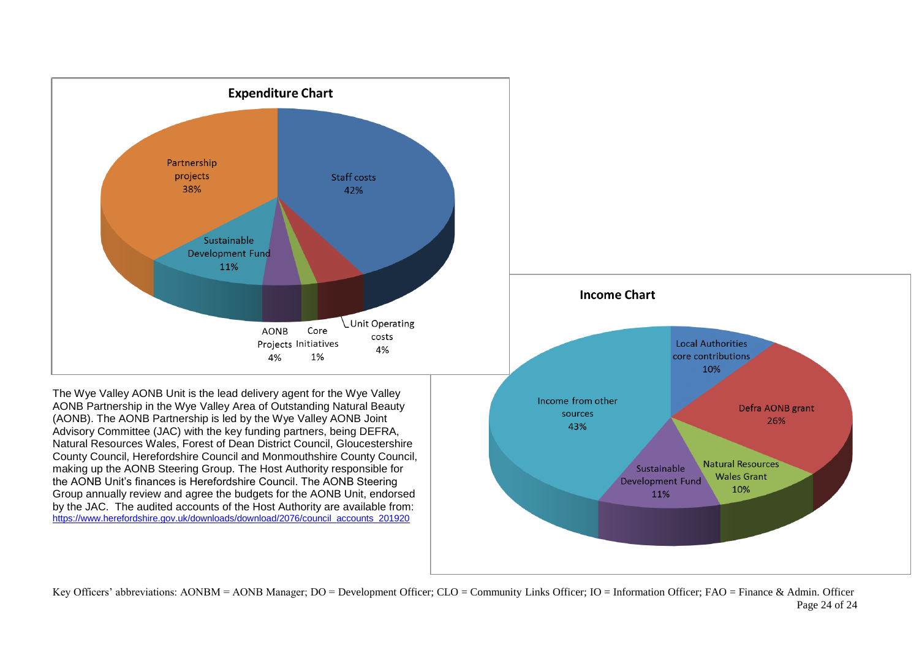**Expenditure Chart**

Staff costs
42%

Partnership projects
38%

Sustainable Development Fund
11%

AONB Projects
4%

Core Initiatives
1%

Unit Operating costs
4%

**Income Chart**

Local Authorities core contributions
10%

Defra AONB grant
26%

Natural Resources Wales Grant
10%

Sustainable Development Fund
11%

Income from other sources
43%

The Wye Valley AONB Unit is the lead delivery agent for the Wye Valley AONB Partnership in the Wye Valley Area of Outstanding Natural Beauty (AONB). The AONB Partnership is led by the Wye Valley AONB Joint Advisory Committee (JAC) with the key funding partners, being DEFRA, Natural Resources Wales, Forest of Dean District Council, Gloucestershire County Council, Herefordshire Council and Monmouthshire County Council, making up the AONB Steering Group. The Host Authority responsible for the AONB Unit's finances is Herefordshire Council. The AONB Steering Group annually review and agree the budgets for the AONB Unit, endorsed by the JAC. The audited accounts of the Host Authority are available from: https://www.herefordshire.gov.uk/downloads/download/2076/council_accounts_201920

Key Officers' abbreviations: AONBM = AONB Manager; DO = Development Officer; CLO = Community Links Officer; IO = Information Officer; FAO = Finance & Admin. Officer